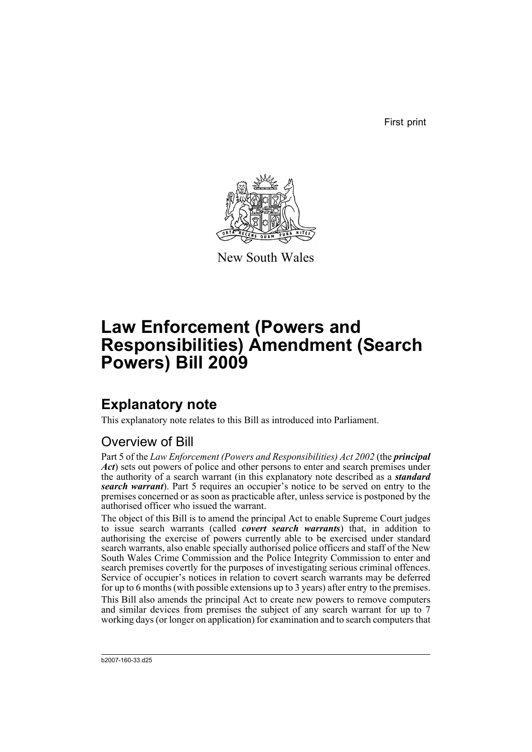First print

New South Wales

# Law Enforcement (Powers and Responsibilities) Amendment (Search Powers) Bill 2009

## Explanatory note

This explanatory note relates to this Bill as introduced into Parliament.

### Overview of Bill

Part 5 of the *Law Enforcement (Powers and Responsibilities) Act 2002* (the ***principal Act***) sets out powers of police and other persons to enter and search premises under the authority of a search warrant (in this explanatory note described as a ***standard search warrant***). Part 5 requires an occupier's notice to be served on entry to the premises concerned or as soon as practicable after, unless service is postponed by the authorised officer who issued the warrant.

The object of this Bill is to amend the principal Act to enable Supreme Court judges to issue search warrants (called ***covert search warrants***) that, in addition to authorising the exercise of powers currently able to be exercised under standard search warrants, also enable specially authorised police officers and staff of the New South Wales Crime Commission and the Police Integrity Commission to enter and search premises covertly for the purposes of investigating serious criminal offences. Service of occupier's notices in relation to covert search warrants may be deferred for up to 6 months (with possible extensions up to 3 years) after entry to the premises.

This Bill also amends the principal Act to create new powers to remove computers and similar devices from premises the subject of any search warrant for up to 7 working days (or longer on application) for examination and to search computers that

b2007-160-33.d25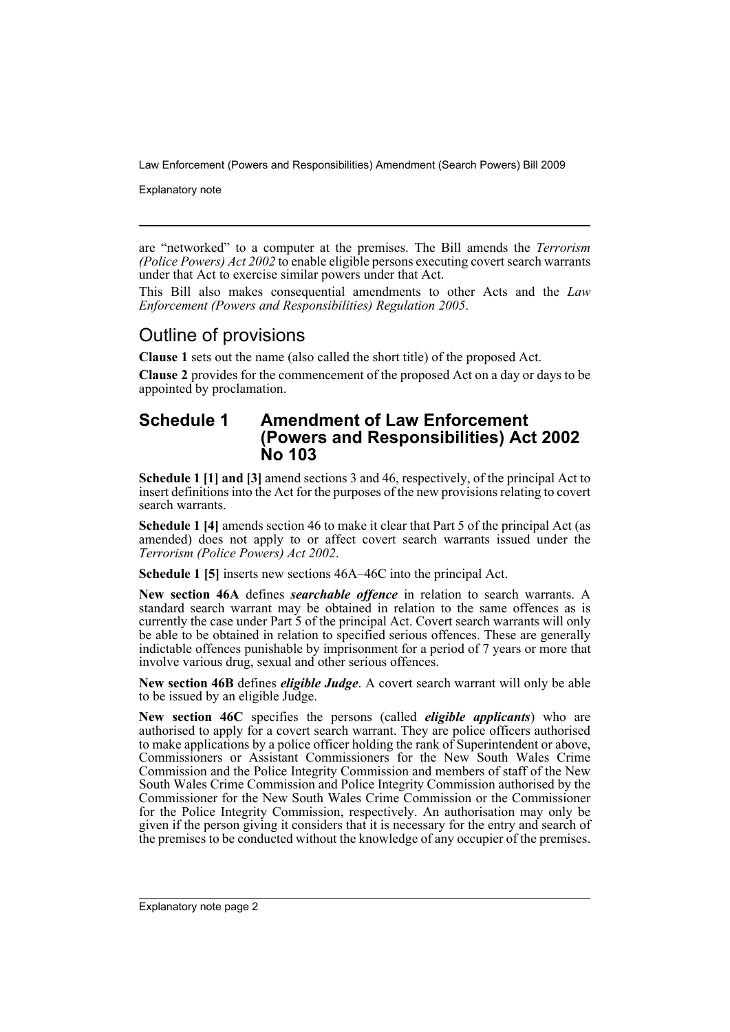are "networked" to a computer at the premises. The Bill amends the *Terrorism (Police Powers) Act 2002* to enable eligible persons executing covert search warrants under that Act to exercise similar powers under that Act.

This Bill also makes consequential amendments to other Acts and the *Law Enforcement (Powers and Responsibilities) Regulation 2005*.

## Outline of provisions

**Clause 1** sets out the name (also called the short title) of the proposed Act.

**Clause 2** provides for the commencement of the proposed Act on a day or days to be appointed by proclamation.

### Schedule 1 Amendment of Law Enforcement (Powers and Responsibilities) Act 2002 No 103

**Schedule 1 [1] and [3]** amend sections 3 and 46, respectively, of the principal Act to insert definitions into the Act for the purposes of the new provisions relating to covert search warrants.

**Schedule 1 [4]** amends section 46 to make it clear that Part 5 of the principal Act (as amended) does not apply to or affect covert search warrants issued under the *Terrorism (Police Powers) Act 2002*.

**Schedule 1 [5]** inserts new sections 46A–46C into the principal Act.

**New section 46A** defines ***searchable offence*** in relation to search warrants. A standard search warrant may be obtained in relation to the same offences as is currently the case under Part 5 of the principal Act. Covert search warrants will only be able to be obtained in relation to specified serious offences. These are generally indictable offences punishable by imprisonment for a period of 7 years or more that involve various drug, sexual and other serious offences.

**New section 46B** defines ***eligible Judge***. A covert search warrant will only be able to be issued by an eligible Judge.

**New section 46C** specifies the persons (called ***eligible applicants***) who are authorised to apply for a covert search warrant. They are police officers authorised to make applications by a police officer holding the rank of Superintendent or above, Commissioners or Assistant Commissioners for the New South Wales Crime Commission and the Police Integrity Commission and members of staff of the New South Wales Crime Commission and Police Integrity Commission authorised by the Commissioner for the New South Wales Crime Commission or the Commissioner for the Police Integrity Commission, respectively. An authorisation may only be given if the person giving it considers that it is necessary for the entry and search of the premises to be conducted without the knowledge of any occupier of the premises.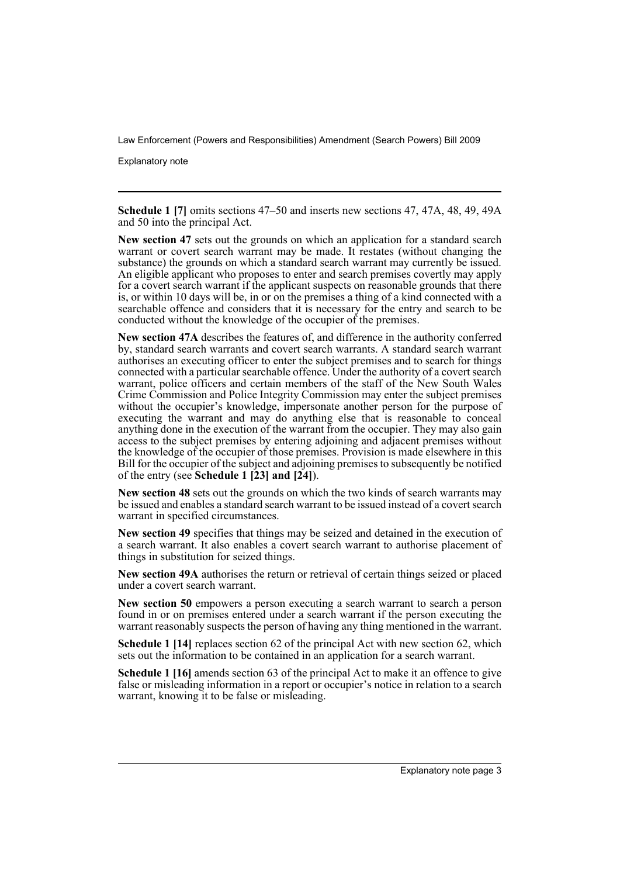**Schedule 1 [7]** omits sections 47–50 and inserts new sections 47, 47A, 48, 49, 49A and 50 into the principal Act.

**New section 47** sets out the grounds on which an application for a standard search warrant or covert search warrant may be made. It restates (without changing the substance) the grounds on which a standard search warrant may currently be issued. An eligible applicant who proposes to enter and search premises covertly may apply for a covert search warrant if the applicant suspects on reasonable grounds that there is, or within 10 days will be, in or on the premises a thing of a kind connected with a searchable offence and considers that it is necessary for the entry and search to be conducted without the knowledge of the occupier of the premises.

**New section 47A** describes the features of, and difference in the authority conferred by, standard search warrants and covert search warrants. A standard search warrant authorises an executing officer to enter the subject premises and to search for things connected with a particular searchable offence. Under the authority of a covert search warrant, police officers and certain members of the staff of the New South Wales Crime Commission and Police Integrity Commission may enter the subject premises without the occupier's knowledge, impersonate another person for the purpose of executing the warrant and may do anything else that is reasonable to conceal anything done in the execution of the warrant from the occupier. They may also gain access to the subject premises by entering adjoining and adjacent premises without the knowledge of the occupier of those premises. Provision is made elsewhere in this Bill for the occupier of the subject and adjoining premises to subsequently be notified of the entry (see **Schedule 1 [23] and [24]**).

**New section 48** sets out the grounds on which the two kinds of search warrants may be issued and enables a standard search warrant to be issued instead of a covert search warrant in specified circumstances.

**New section 49** specifies that things may be seized and detained in the execution of a search warrant. It also enables a covert search warrant to authorise placement of things in substitution for seized things.

**New section 49A** authorises the return or retrieval of certain things seized or placed under a covert search warrant.

**New section 50** empowers a person executing a search warrant to search a person found in or on premises entered under a search warrant if the person executing the warrant reasonably suspects the person of having any thing mentioned in the warrant.

**Schedule 1 [14]** replaces section 62 of the principal Act with new section 62, which sets out the information to be contained in an application for a search warrant.

**Schedule 1 [16]** amends section 63 of the principal Act to make it an offence to give false or misleading information in a report or occupier's notice in relation to a search warrant, knowing it to be false or misleading.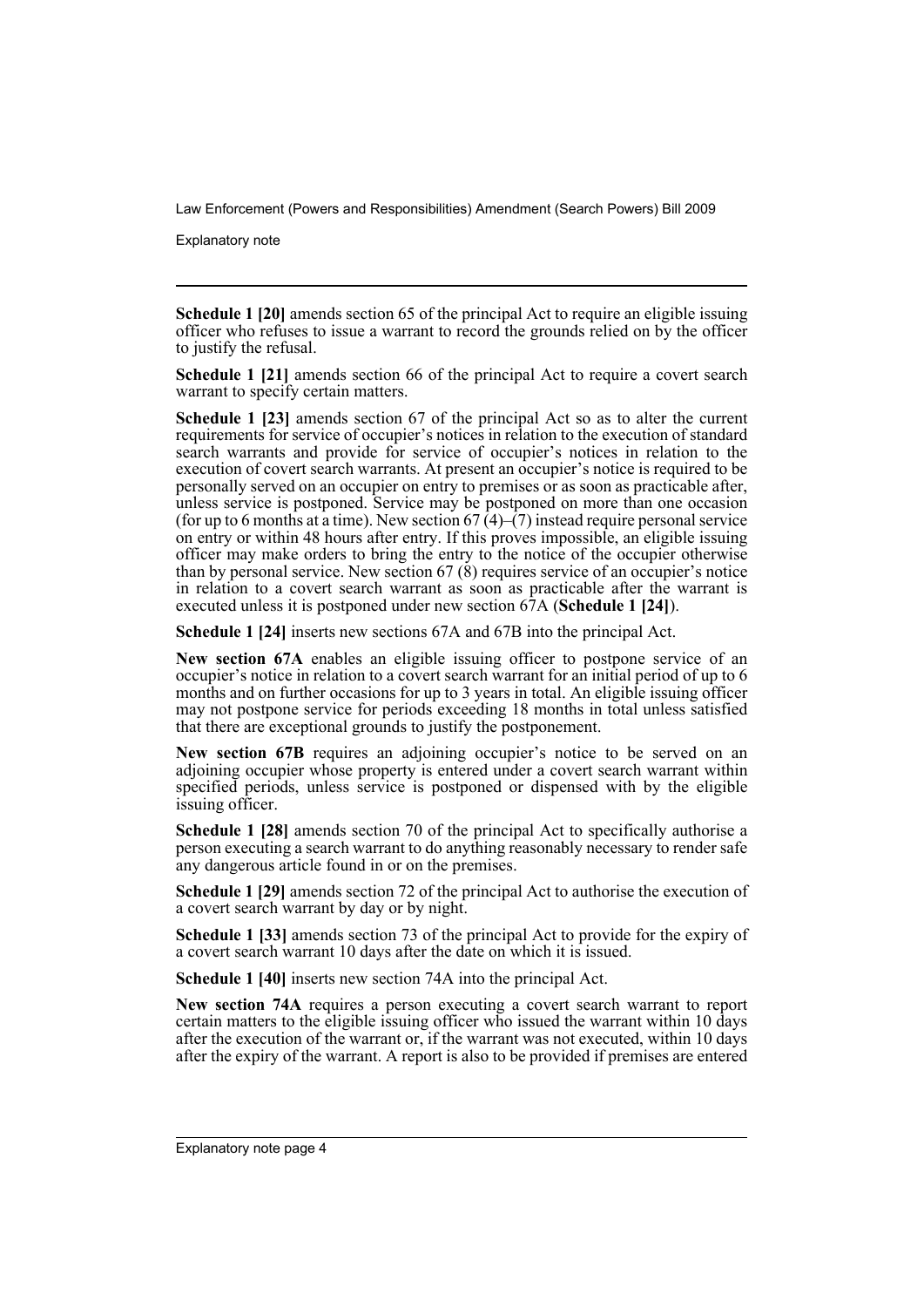**Schedule 1 [20]** amends section 65 of the principal Act to require an eligible issuing officer who refuses to issue a warrant to record the grounds relied on by the officer to justify the refusal.

**Schedule 1 [21]** amends section 66 of the principal Act to require a covert search warrant to specify certain matters.

**Schedule 1 [23]** amends section 67 of the principal Act so as to alter the current requirements for service of occupier's notices in relation to the execution of standard search warrants and provide for service of occupier's notices in relation to the execution of covert search warrants. At present an occupier's notice is required to be personally served on an occupier on entry to premises or as soon as practicable after, unless service is postponed. Service may be postponed on more than one occasion (for up to 6 months at a time). New section 67 (4)–(7) instead require personal service on entry or within 48 hours after entry. If this proves impossible, an eligible issuing officer may make orders to bring the entry to the notice of the occupier otherwise than by personal service. New section 67 (8) requires service of an occupier's notice in relation to a covert search warrant as soon as practicable after the warrant is executed unless it is postponed under new section 67A (**Schedule 1 [24]**).

**Schedule 1 [24]** inserts new sections 67A and 67B into the principal Act.

**New section 67A** enables an eligible issuing officer to postpone service of an occupier's notice in relation to a covert search warrant for an initial period of up to 6 months and on further occasions for up to 3 years in total. An eligible issuing officer may not postpone service for periods exceeding 18 months in total unless satisfied that there are exceptional grounds to justify the postponement.

**New section 67B** requires an adjoining occupier's notice to be served on an adjoining occupier whose property is entered under a covert search warrant within specified periods, unless service is postponed or dispensed with by the eligible issuing officer.

**Schedule 1 [28]** amends section 70 of the principal Act to specifically authorise a person executing a search warrant to do anything reasonably necessary to render safe any dangerous article found in or on the premises.

**Schedule 1 [29]** amends section 72 of the principal Act to authorise the execution of a covert search warrant by day or by night.

**Schedule 1 [33]** amends section 73 of the principal Act to provide for the expiry of a covert search warrant 10 days after the date on which it is issued.

**Schedule 1 [40]** inserts new section 74A into the principal Act.

**New section 74A** requires a person executing a covert search warrant to report certain matters to the eligible issuing officer who issued the warrant within 10 days after the execution of the warrant or, if the warrant was not executed, within 10 days after the expiry of the warrant. A report is also to be provided if premises are entered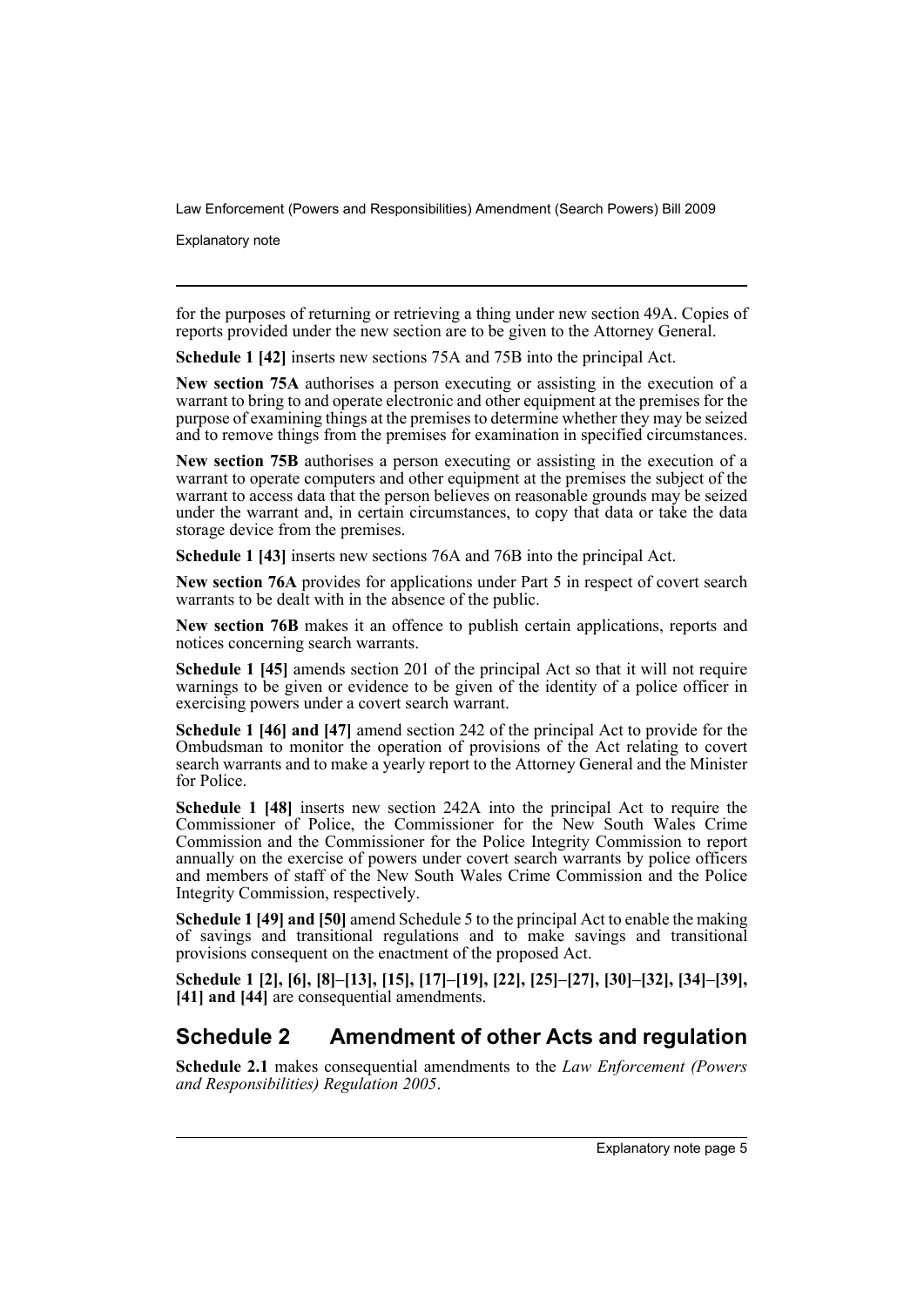for the purposes of returning or retrieving a thing under new section 49A. Copies of reports provided under the new section are to be given to the Attorney General.

**Schedule 1 [42]** inserts new sections 75A and 75B into the principal Act.

**New section 75A** authorises a person executing or assisting in the execution of a warrant to bring to and operate electronic and other equipment at the premises for the purpose of examining things at the premises to determine whether they may be seized and to remove things from the premises for examination in specified circumstances.

**New section 75B** authorises a person executing or assisting in the execution of a warrant to operate computers and other equipment at the premises the subject of the warrant to access data that the person believes on reasonable grounds may be seized under the warrant and, in certain circumstances, to copy that data or take the data storage device from the premises.

**Schedule 1 [43]** inserts new sections 76A and 76B into the principal Act.

**New section 76A** provides for applications under Part 5 in respect of covert search warrants to be dealt with in the absence of the public.

**New section 76B** makes it an offence to publish certain applications, reports and notices concerning search warrants.

**Schedule 1 [45]** amends section 201 of the principal Act so that it will not require warnings to be given or evidence to be given of the identity of a police officer in exercising powers under a covert search warrant.

**Schedule 1 [46] and [47]** amend section 242 of the principal Act to provide for the Ombudsman to monitor the operation of provisions of the Act relating to covert search warrants and to make a yearly report to the Attorney General and the Minister for Police.

**Schedule 1 [48]** inserts new section 242A into the principal Act to require the Commissioner of Police, the Commissioner for the New South Wales Crime Commission and the Commissioner for the Police Integrity Commission to report annually on the exercise of powers under covert search warrants by police officers and members of staff of the New South Wales Crime Commission and the Police Integrity Commission, respectively.

**Schedule 1 [49] and [50]** amend Schedule 5 to the principal Act to enable the making of savings and transitional regulations and to make savings and transitional provisions consequent on the enactment of the proposed Act.

**Schedule 1 [2], [6], [8]–[13], [15], [17]–[19], [22], [25]–[27], [30]–[32], [34]–[39], [41] and [44]** are consequential amendments.

## Schedule 2 Amendment of other Acts and regulation

**Schedule 2.1** makes consequential amendments to the *Law Enforcement (Powers and Responsibilities) Regulation 2005*.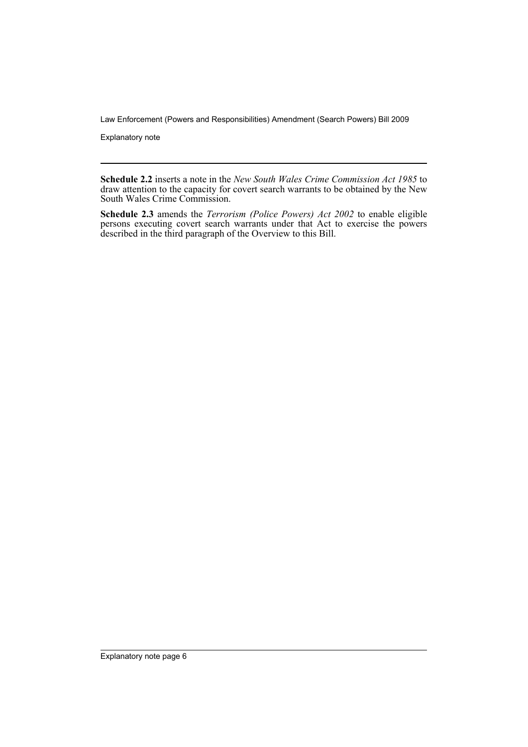**Schedule 2.2** inserts a note in the *New South Wales Crime Commission Act 1985* to draw attention to the capacity for covert search warrants to be obtained by the New South Wales Crime Commission.

**Schedule 2.3** amends the *Terrorism (Police Powers) Act 2002* to enable eligible persons executing covert search warrants under that Act to exercise the powers described in the third paragraph of the Overview to this Bill.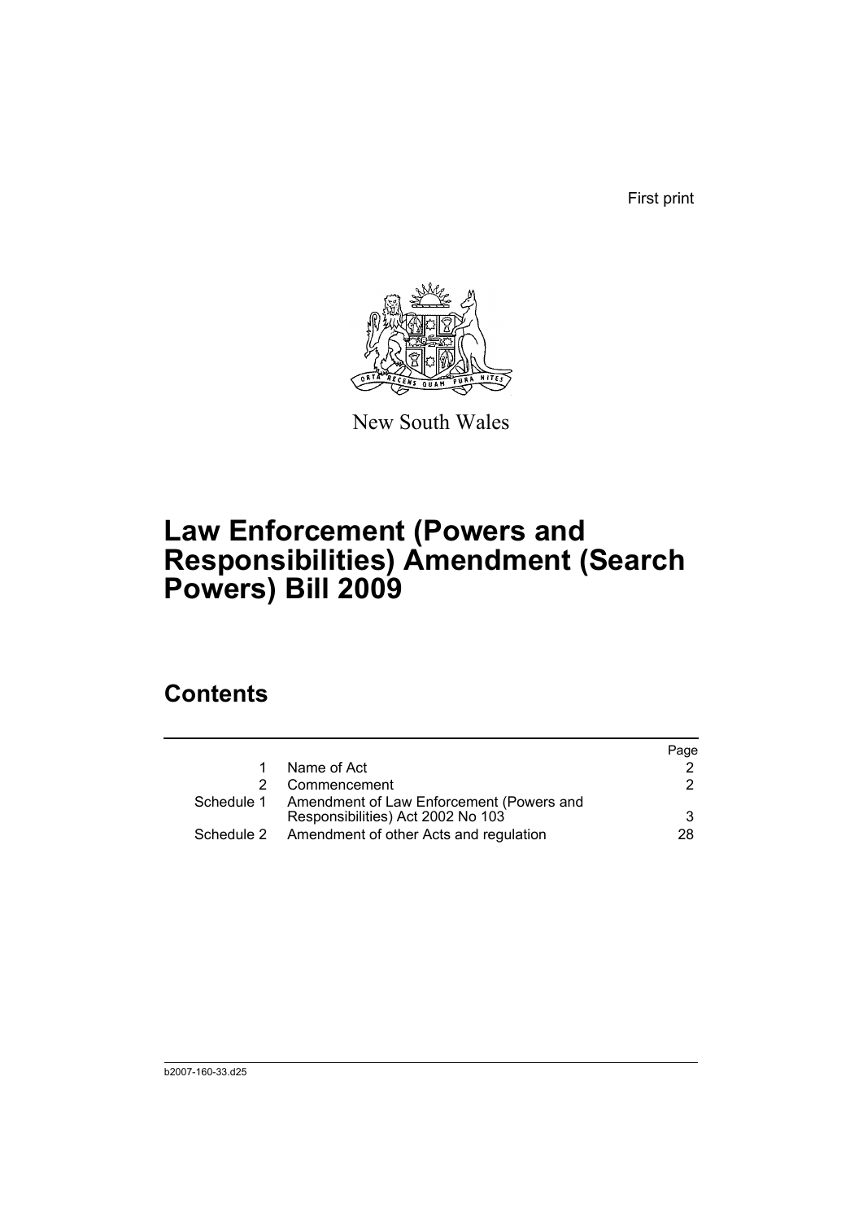First print

New South Wales

# Law Enforcement (Powers and Responsibilities) Amendment (Search Powers) Bill 2009

## Contents

| | | Page |
|---|---|---|
| 1 | Name of Act | 2 |
| 2 | Commencement | 2 |
| Schedule 1 | Amendment of Law Enforcement (Powers and Responsibilities) Act 2002 No 103 | 3 |
| Schedule 2 | Amendment of other Acts and regulation | 28 |

b2007-160-33.d25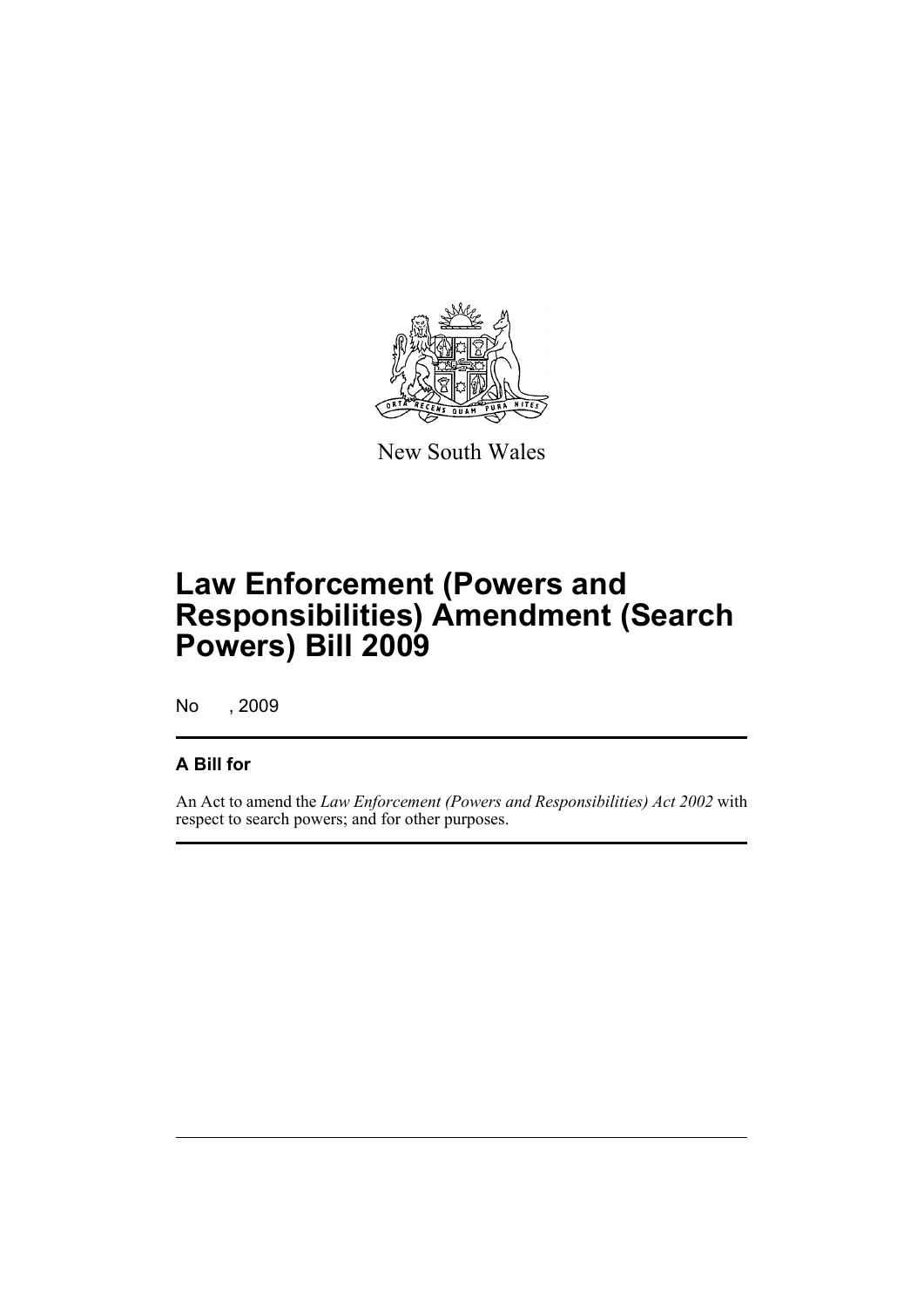New South Wales

# Law Enforcement (Powers and Responsibilities) Amendment (Search Powers) Bill 2009

No , 2009

## A Bill for

An Act to amend the *Law Enforcement (Powers and Responsibilities) Act 2002* with respect to search powers; and for other purposes.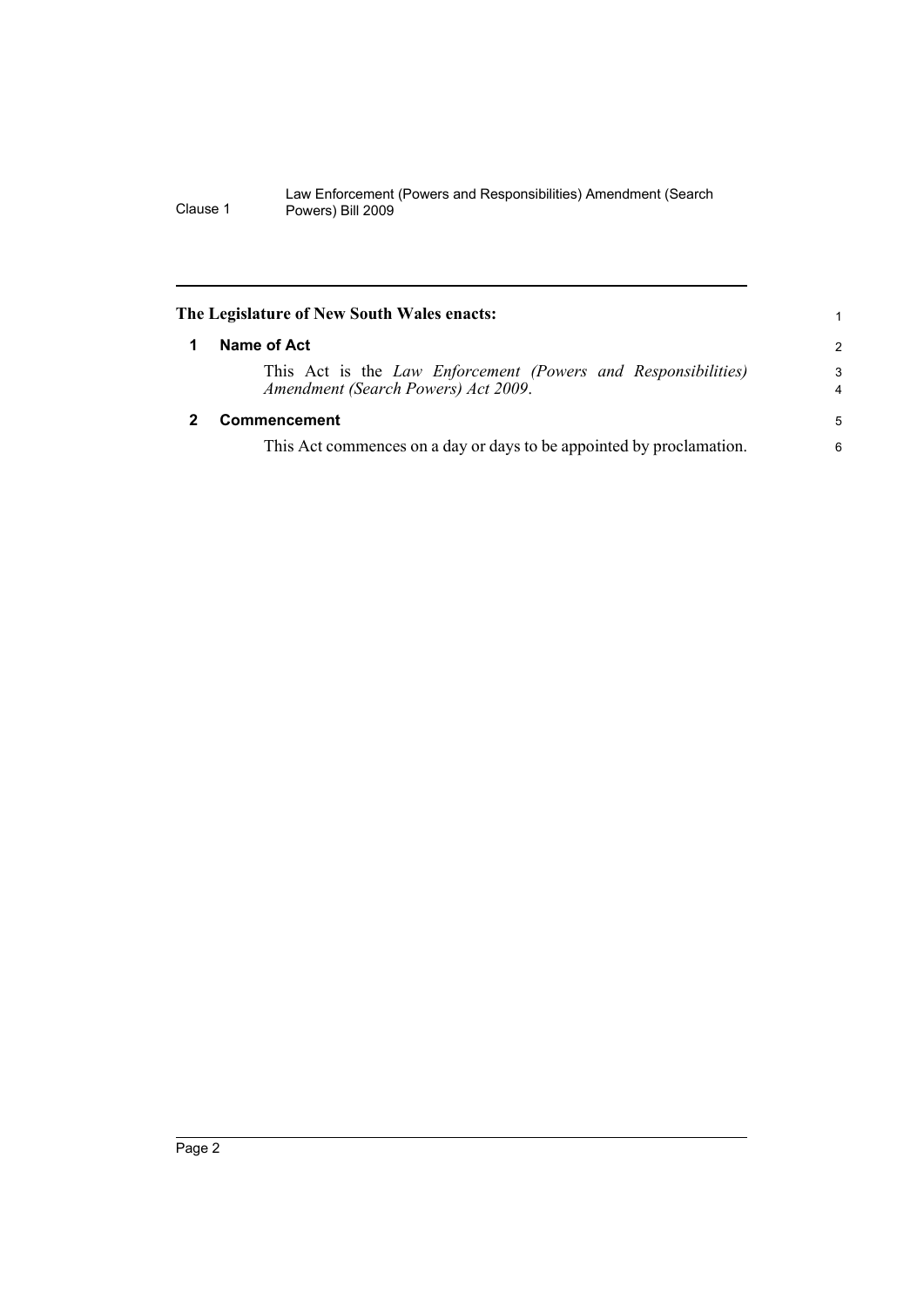**The Legislature of New South Wales enacts:**

### 1 Name of Act

This Act is the *Law Enforcement (Powers and Responsibilities) Amendment (Search Powers) Act 2009*.

### 2 Commencement

This Act commences on a day or days to be appointed by proclamation.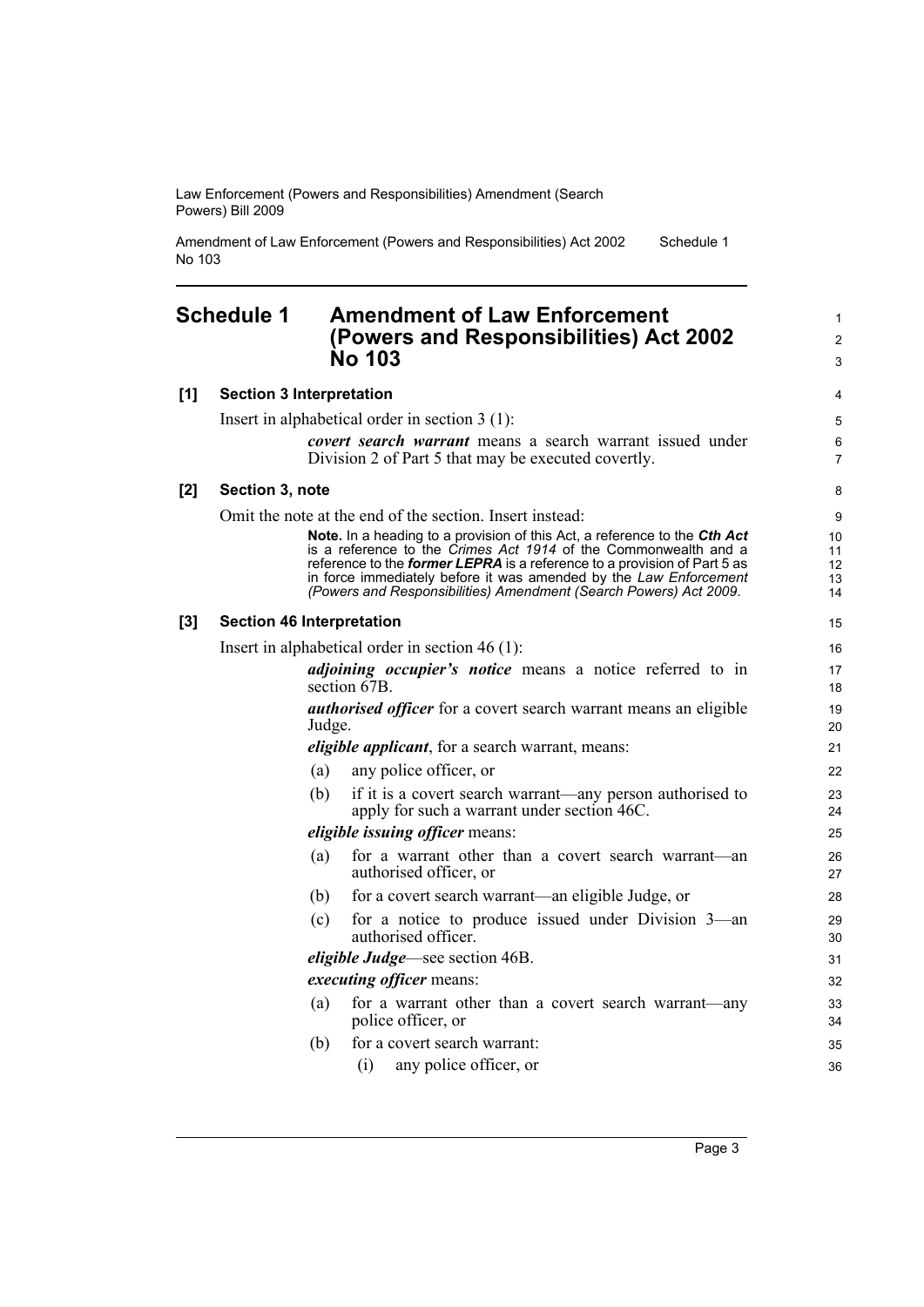# Schedule 1 Amendment of Law Enforcement (Powers and Responsibilities) Act 2002 No 103

**[1] Section 3 Interpretation**

Insert in alphabetical order in section 3 (1):

> ***covert search warrant*** means a search warrant issued under Division 2 of Part 5 that may be executed covertly.

**[2] Section 3, note**

Omit the note at the end of the section. Insert instead:

> **Note.** In a heading to a provision of this Act, a reference to the ***Cth Act*** is a reference to the *Crimes Act 1914* of the Commonwealth and a reference to the ***former LEPRA*** is a reference to a provision of Part 5 as in force immediately before it was amended by the *Law Enforcement (Powers and Responsibilities) Amendment (Search Powers) Act 2009*.

**[3] Section 46 Interpretation**

Insert in alphabetical order in section 46 (1):

> ***adjoining occupier's notice*** means a notice referred to in section 67B.
>
> ***authorised officer*** for a covert search warrant means an eligible Judge.
>
> ***eligible applicant***, for a search warrant, means:
>
> (a) any police officer, or
>
> (b) if it is a covert search warrant—any person authorised to apply for such a warrant under section 46C.
>
> ***eligible issuing officer*** means:
>
> (a) for a warrant other than a covert search warrant—an authorised officer, or
>
> (b) for a covert search warrant—an eligible Judge, or
>
> (c) for a notice to produce issued under Division 3—an authorised officer.
>
> ***eligible Judge***—see section 46B.
>
> ***executing officer*** means:
>
> (a) for a warrant other than a covert search warrant—any police officer, or
>
> (b) for a covert search warrant:
>
> (i) any police officer, or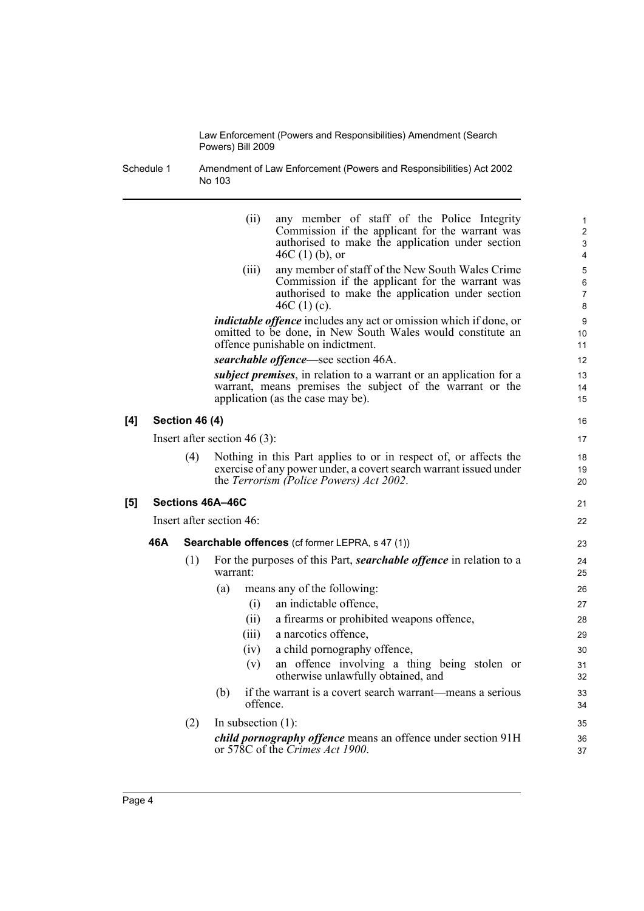(ii) any member of staff of the Police Integrity Commission if the applicant for the warrant was authorised to make the application under section 46C (1) (b), or

(iii) any member of staff of the New South Wales Crime Commission if the applicant for the warrant was authorised to make the application under section 46C (1) (c).

***indictable offence*** includes any act or omission which if done, or omitted to be done, in New South Wales would constitute an offence punishable on indictment.

***searchable offence***—see section 46A.

***subject premises***, in relation to a warrant or an application for a warrant, means premises the subject of the warrant or the application (as the case may be).

**[4] Section 46 (4)**

Insert after section 46 (3):

(4) Nothing in this Part applies to or in respect of, or affects the exercise of any power under, a covert search warrant issued under the *Terrorism (Police Powers) Act 2002*.

**[5] Sections 46A–46C**

Insert after section 46:

**46A Searchable offences** (cf former LEPRA, s 47 (1))

(1) For the purposes of this Part, ***searchable offence*** in relation to a warrant:

(a) means any of the following:

(i) an indictable offence,

(ii) a firearms or prohibited weapons offence,

(iii) a narcotics offence,

(iv) a child pornography offence,

(v) an offence involving a thing being stolen or otherwise unlawfully obtained, and

(b) if the warrant is a covert search warrant—means a serious offence.

(2) In subsection (1):

***child pornography offence*** means an offence under section 91H or 578C of the *Crimes Act 1900*.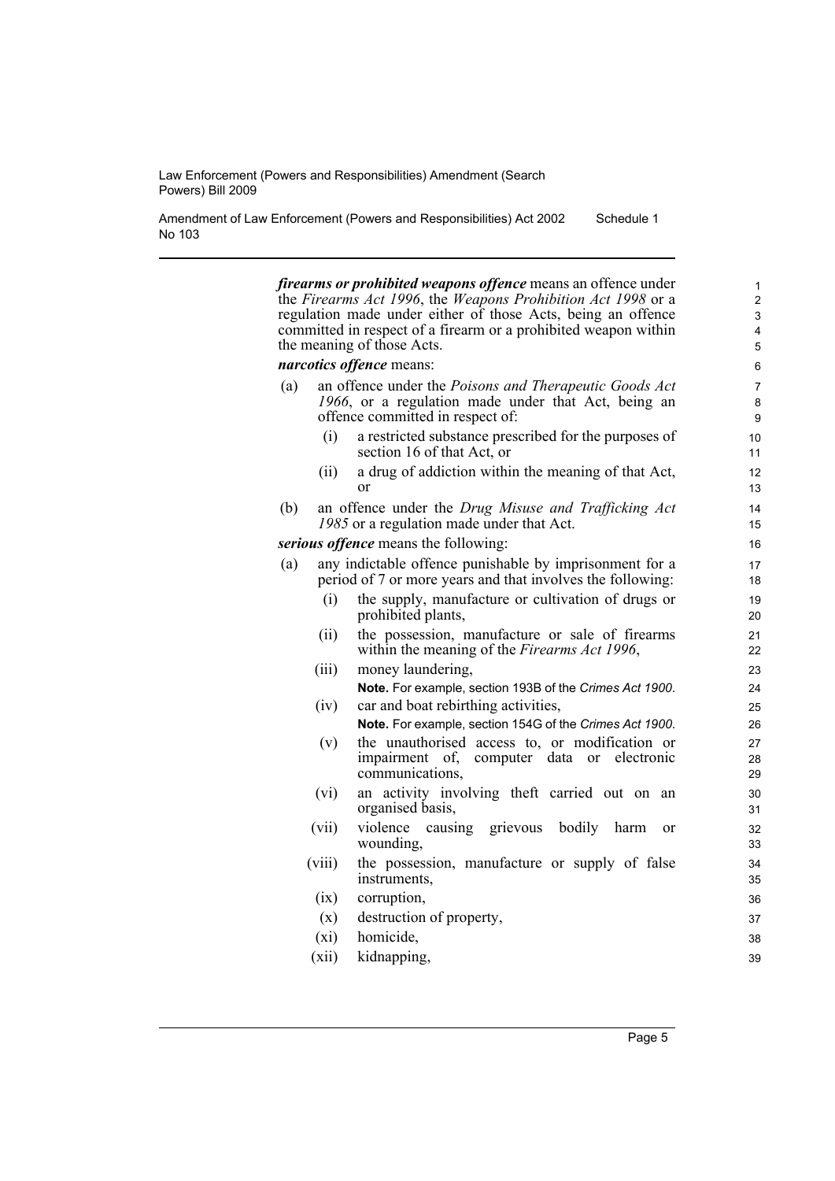***firearms or prohibited weapons offence*** means an offence under the *Firearms Act 1996*, the *Weapons Prohibition Act 1998* or a regulation made under either of those Acts, being an offence committed in respect of a firearm or a prohibited weapon within the meaning of those Acts.

***narcotics offence*** means:

(a) an offence under the *Poisons and Therapeutic Goods Act 1966*, or a regulation made under that Act, being an offence committed in respect of:

  (i) a restricted substance prescribed for the purposes of section 16 of that Act, or

  (ii) a drug of addiction within the meaning of that Act, or

(b) an offence under the *Drug Misuse and Trafficking Act 1985* or a regulation made under that Act.

***serious offence*** means the following:

(a) any indictable offence punishable by imprisonment for a period of 7 or more years and that involves the following:

  (i) the supply, manufacture or cultivation of drugs or prohibited plants,

  (ii) the possession, manufacture or sale of firearms within the meaning of the *Firearms Act 1996*,

  (iii) money laundering,

  **Note.** For example, section 193B of the *Crimes Act 1900*.

  (iv) car and boat rebirthing activities,

  **Note.** For example, section 154G of the *Crimes Act 1900*.

  (v) the unauthorised access to, or modification or impairment of, computer data or electronic communications,

  (vi) an activity involving theft carried out on an organised basis,

  (vii) violence causing grievous bodily harm or wounding,

  (viii) the possession, manufacture or supply of false instruments,

  (ix) corruption,

  (x) destruction of property,

  (xi) homicide,

  (xii) kidnapping,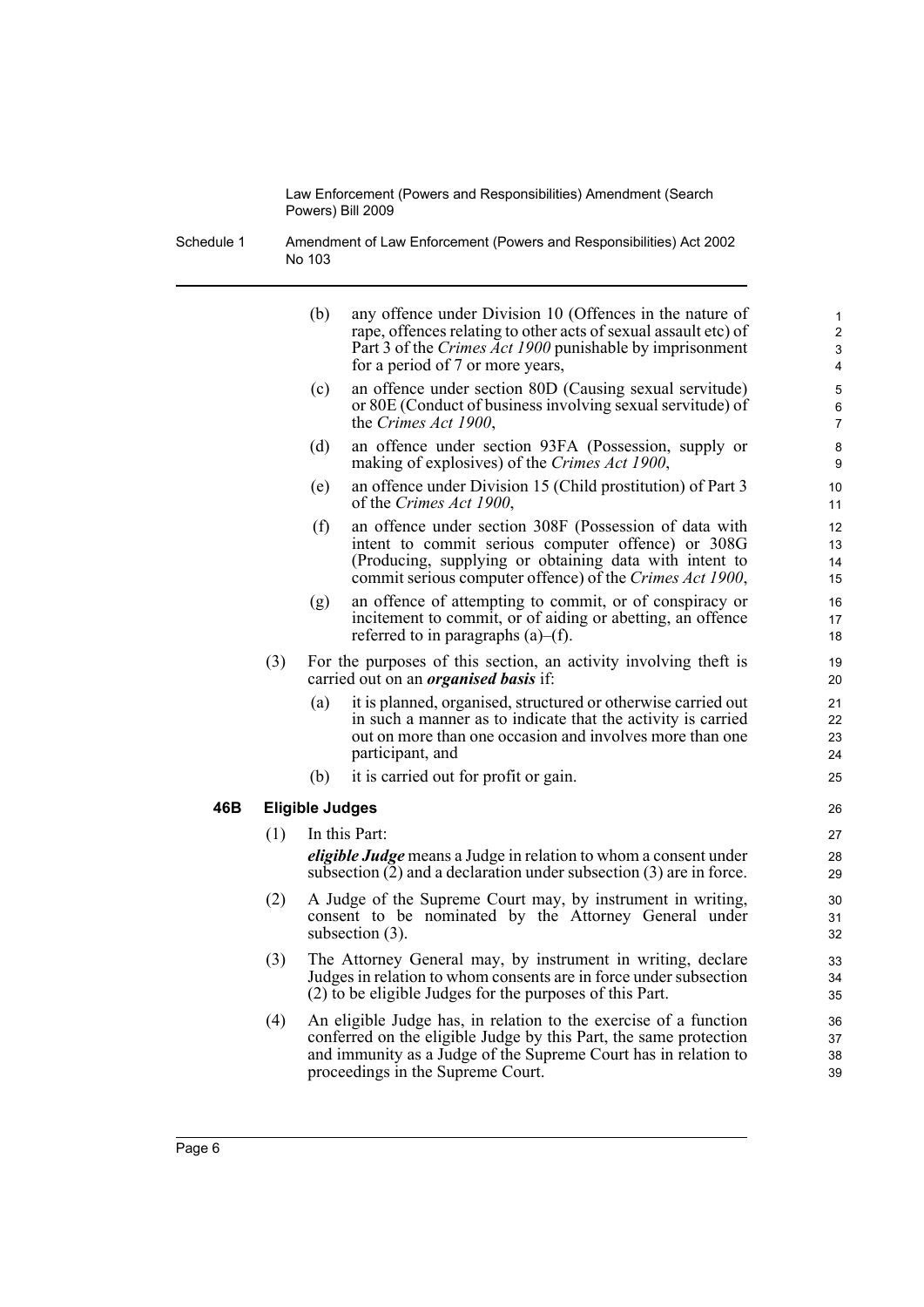(b) any offence under Division 10 (Offences in the nature of rape, offences relating to other acts of sexual assault etc) of Part 3 of the *Crimes Act 1900* punishable by imprisonment for a period of 7 or more years,

(c) an offence under section 80D (Causing sexual servitude) or 80E (Conduct of business involving sexual servitude) of the *Crimes Act 1900*,

(d) an offence under section 93FA (Possession, supply or making of explosives) of the *Crimes Act 1900*,

(e) an offence under Division 15 (Child prostitution) of Part 3 of the *Crimes Act 1900*,

(f) an offence under section 308F (Possession of data with intent to commit serious computer offence) or 308G (Producing, supplying or obtaining data with intent to commit serious computer offence) of the *Crimes Act 1900*,

(g) an offence of attempting to commit, or of conspiracy or incitement to commit, or of aiding or abetting, an offence referred to in paragraphs (a)–(f).

(3) For the purposes of this section, an activity involving theft is carried out on an ***organised basis*** if:

(a) it is planned, organised, structured or otherwise carried out in such a manner as to indicate that the activity is carried out on more than one occasion and involves more than one participant, and

(b) it is carried out for profit or gain.

**46B Eligible Judges**

(1) In this Part:

***eligible Judge*** means a Judge in relation to whom a consent under subsection (2) and a declaration under subsection (3) are in force.

(2) A Judge of the Supreme Court may, by instrument in writing, consent to be nominated by the Attorney General under subsection (3).

(3) The Attorney General may, by instrument in writing, declare Judges in relation to whom consents are in force under subsection (2) to be eligible Judges for the purposes of this Part.

(4) An eligible Judge has, in relation to the exercise of a function conferred on the eligible Judge by this Part, the same protection and immunity as a Judge of the Supreme Court has in relation to proceedings in the Supreme Court.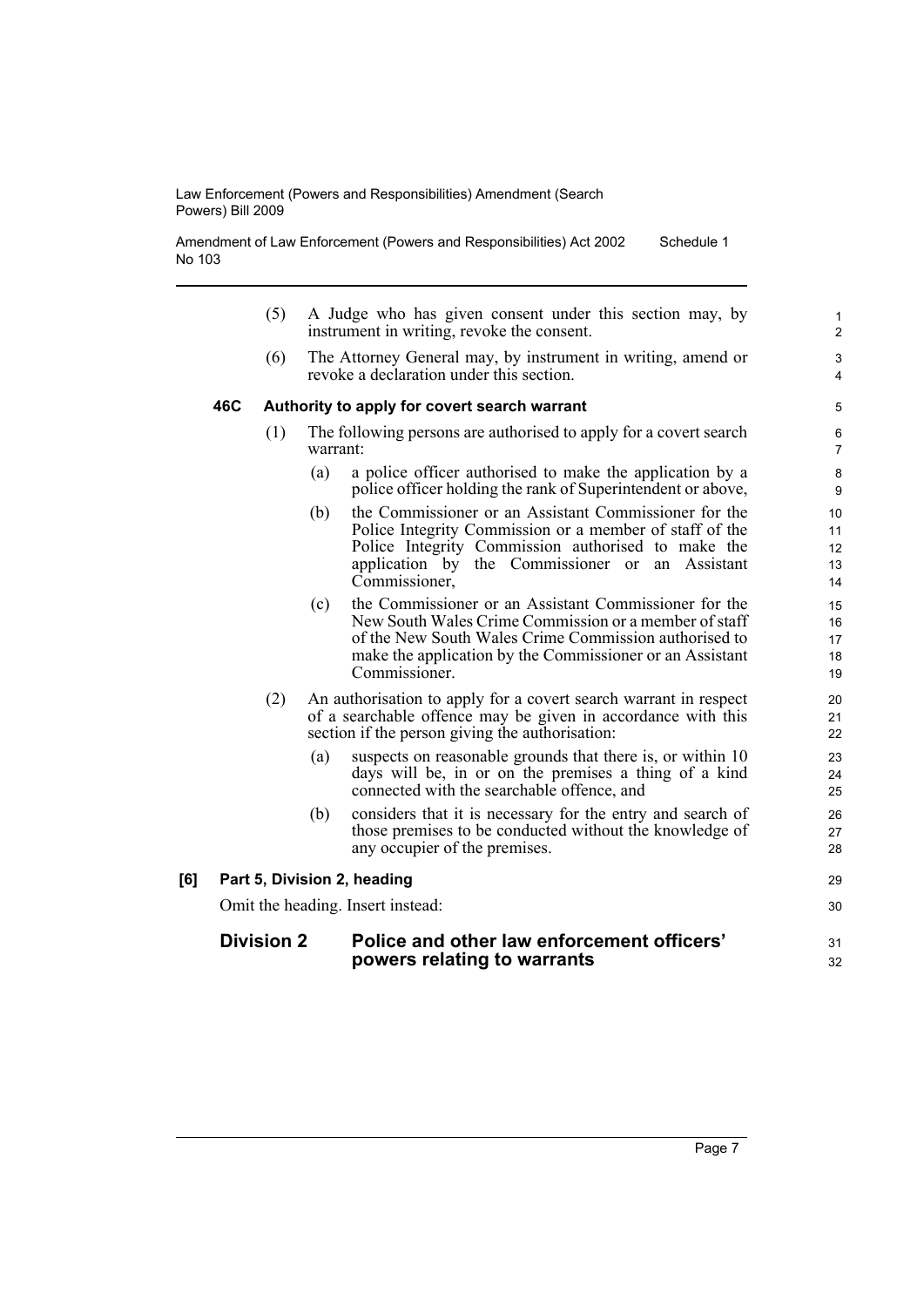(5) A Judge who has given consent under this section may, by instrument in writing, revoke the consent.

(6) The Attorney General may, by instrument in writing, amend or revoke a declaration under this section.

**46C Authority to apply for covert search warrant**

(1) The following persons are authorised to apply for a covert search warrant:

(a) a police officer authorised to make the application by a police officer holding the rank of Superintendent or above,

(b) the Commissioner or an Assistant Commissioner for the Police Integrity Commission or a member of staff of the Police Integrity Commission authorised to make the application by the Commissioner or an Assistant Commissioner,

(c) the Commissioner or an Assistant Commissioner for the New South Wales Crime Commission or a member of staff of the New South Wales Crime Commission authorised to make the application by the Commissioner or an Assistant Commissioner.

(2) An authorisation to apply for a covert search warrant in respect of a searchable offence may be given in accordance with this section if the person giving the authorisation:

(a) suspects on reasonable grounds that there is, or within 10 days will be, in or on the premises a thing of a kind connected with the searchable offence, and

(b) considers that it is necessary for the entry and search of those premises to be conducted without the knowledge of any occupier of the premises.

**[6] Part 5, Division 2, heading**

Omit the heading. Insert instead:

## Division 2 Police and other law enforcement officers' powers relating to warrants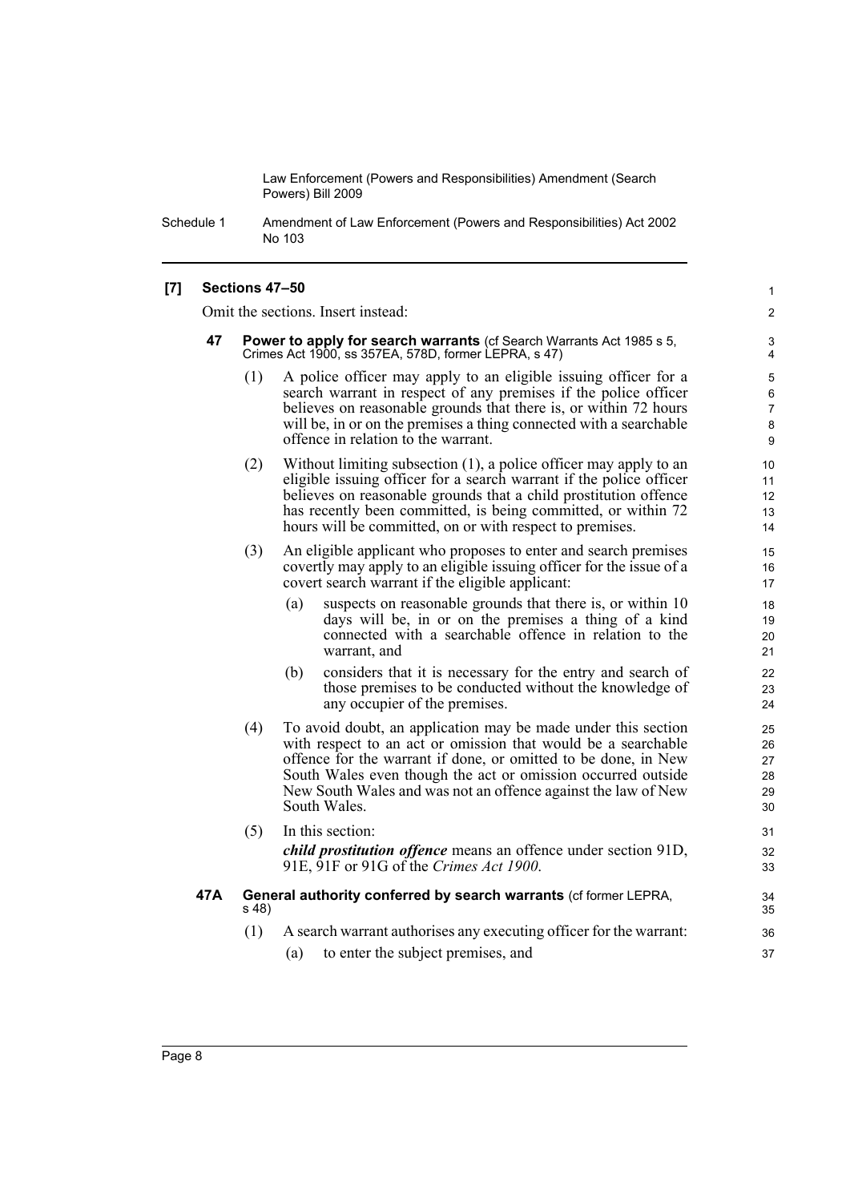## [7] Sections 47–50

Omit the sections. Insert instead:

### 47 Power to apply for search warrants (cf Search Warrants Act 1985 s 5, Crimes Act 1900, ss 357EA, 578D, former LEPRA, s 47)

(1) A police officer may apply to an eligible issuing officer for a search warrant in respect of any premises if the police officer believes on reasonable grounds that there is, or within 72 hours will be, in or on the premises a thing connected with a searchable offence in relation to the warrant.

(2) Without limiting subsection (1), a police officer may apply to an eligible issuing officer for a search warrant if the police officer believes on reasonable grounds that a child prostitution offence has recently been committed, is being committed, or within 72 hours will be committed, on or with respect to premises.

(3) An eligible applicant who proposes to enter and search premises covertly may apply to an eligible issuing officer for the issue of a covert search warrant if the eligible applicant:

- (a) suspects on reasonable grounds that there is, or within 10 days will be, in or on the premises a thing of a kind connected with a searchable offence in relation to the warrant, and
- (b) considers that it is necessary for the entry and search of those premises to be conducted without the knowledge of any occupier of the premises.

(4) To avoid doubt, an application may be made under this section with respect to an act or omission that would be a searchable offence for the warrant if done, or omitted to be done, in New South Wales even though the act or omission occurred outside New South Wales and was not an offence against the law of New South Wales.

(5) In this section:

***child prostitution offence*** means an offence under section 91D, 91E, 91F or 91G of the *Crimes Act 1900*.

### 47A General authority conferred by search warrants (cf former LEPRA, s 48)

(1) A search warrant authorises any executing officer for the warrant:

- (a) to enter the subject premises, and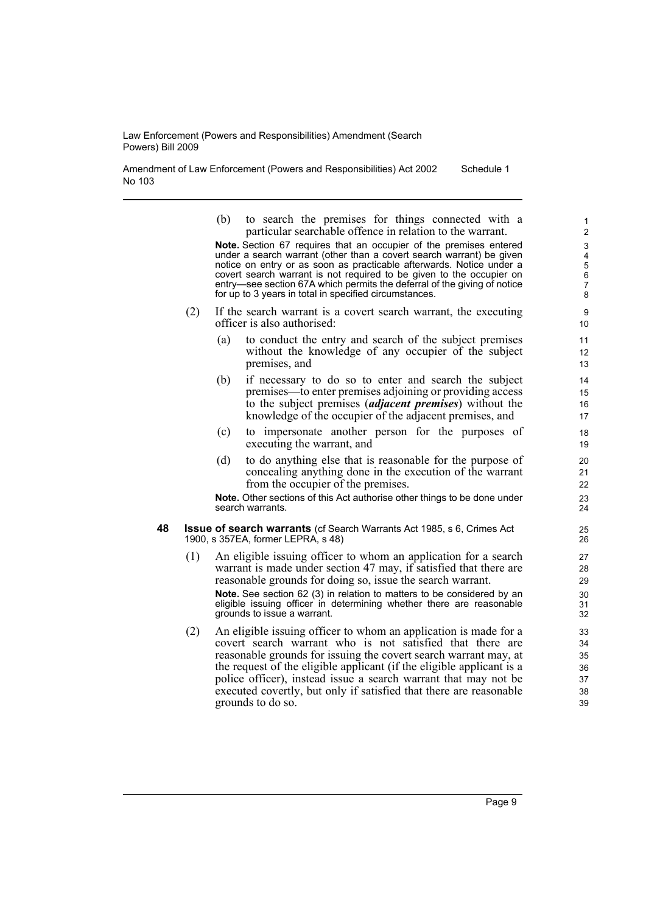(b) to search the premises for things connected with a particular searchable offence in relation to the warrant.

**Note.** Section 67 requires that an occupier of the premises entered under a search warrant (other than a covert search warrant) be given notice on entry or as soon as practicable afterwards. Notice under a covert search warrant is not required to be given to the occupier on entry—see section 67A which permits the deferral of the giving of notice for up to 3 years in total in specified circumstances.

(2) If the search warrant is a covert search warrant, the executing officer is also authorised:

(a) to conduct the entry and search of the subject premises without the knowledge of any occupier of the subject premises, and

(b) if necessary to do so to enter and search the subject premises—to enter premises adjoining or providing access to the subject premises (***adjacent premises***) without the knowledge of the occupier of the adjacent premises, and

(c) to impersonate another person for the purposes of executing the warrant, and

(d) to do anything else that is reasonable for the purpose of concealing anything done in the execution of the warrant from the occupier of the premises.

**Note.** Other sections of this Act authorise other things to be done under search warrants.

### 48 Issue of search warrants (cf Search Warrants Act 1985, s 6, Crimes Act 1900, s 357EA, former LEPRA, s 48)

(1) An eligible issuing officer to whom an application for a search warrant is made under section 47 may, if satisfied that there are reasonable grounds for doing so, issue the search warrant.

**Note.** See section 62 (3) in relation to matters to be considered by an eligible issuing officer in determining whether there are reasonable grounds to issue a warrant.

(2) An eligible issuing officer to whom an application is made for a covert search warrant who is not satisfied that there are reasonable grounds for issuing the covert search warrant may, at the request of the eligible applicant (if the eligible applicant is a police officer), instead issue a search warrant that may not be executed covertly, but only if satisfied that there are reasonable grounds to do so.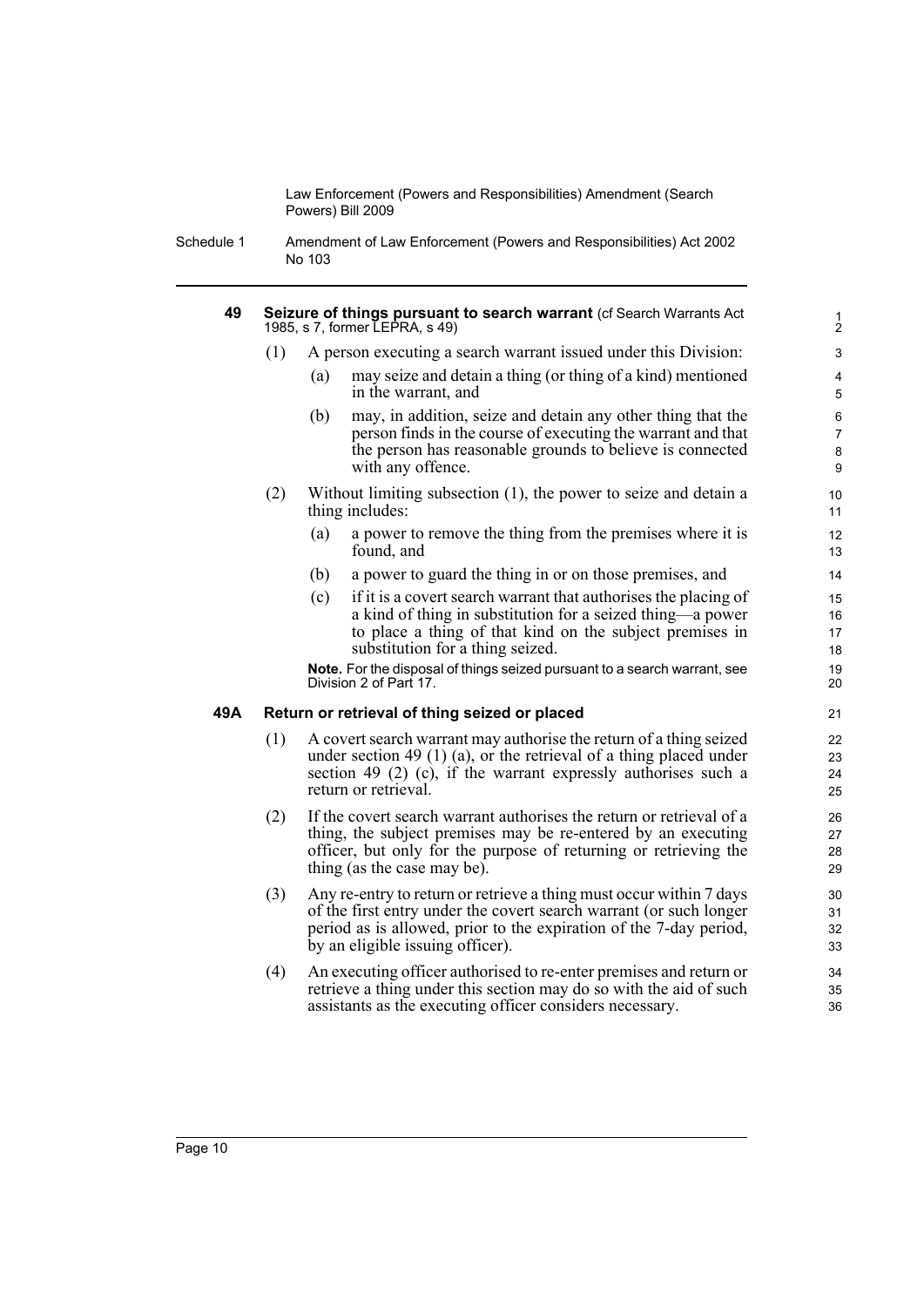**49 Seizure of things pursuant to search warrant** (cf Search Warrants Act 1985, s 7, former LEPRA, s 49)

(1) A person executing a search warrant issued under this Division:

- (a) may seize and detain a thing (or thing of a kind) mentioned in the warrant, and
- (b) may, in addition, seize and detain any other thing that the person finds in the course of executing the warrant and that the person has reasonable grounds to believe is connected with any offence.

(2) Without limiting subsection (1), the power to seize and detain a thing includes:

- (a) a power to remove the thing from the premises where it is found, and
- (b) a power to guard the thing in or on those premises, and
- (c) if it is a covert search warrant that authorises the placing of a kind of thing in substitution for a seized thing—a power to place a thing of that kind on the subject premises in substitution for a thing seized.

**Note.** For the disposal of things seized pursuant to a search warrant, see Division 2 of Part 17.

**49A Return or retrieval of thing seized or placed**

(1) A covert search warrant may authorise the return of a thing seized under section 49 (1) (a), or the retrieval of a thing placed under section 49 (2) (c), if the warrant expressly authorises such a return or retrieval.

(2) If the covert search warrant authorises the return or retrieval of a thing, the subject premises may be re-entered by an executing officer, but only for the purpose of returning or retrieving the thing (as the case may be).

(3) Any re-entry to return or retrieve a thing must occur within 7 days of the first entry under the covert search warrant (or such longer period as is allowed, prior to the expiration of the 7-day period, by an eligible issuing officer).

(4) An executing officer authorised to re-enter premises and return or retrieve a thing under this section may do so with the aid of such assistants as the executing officer considers necessary.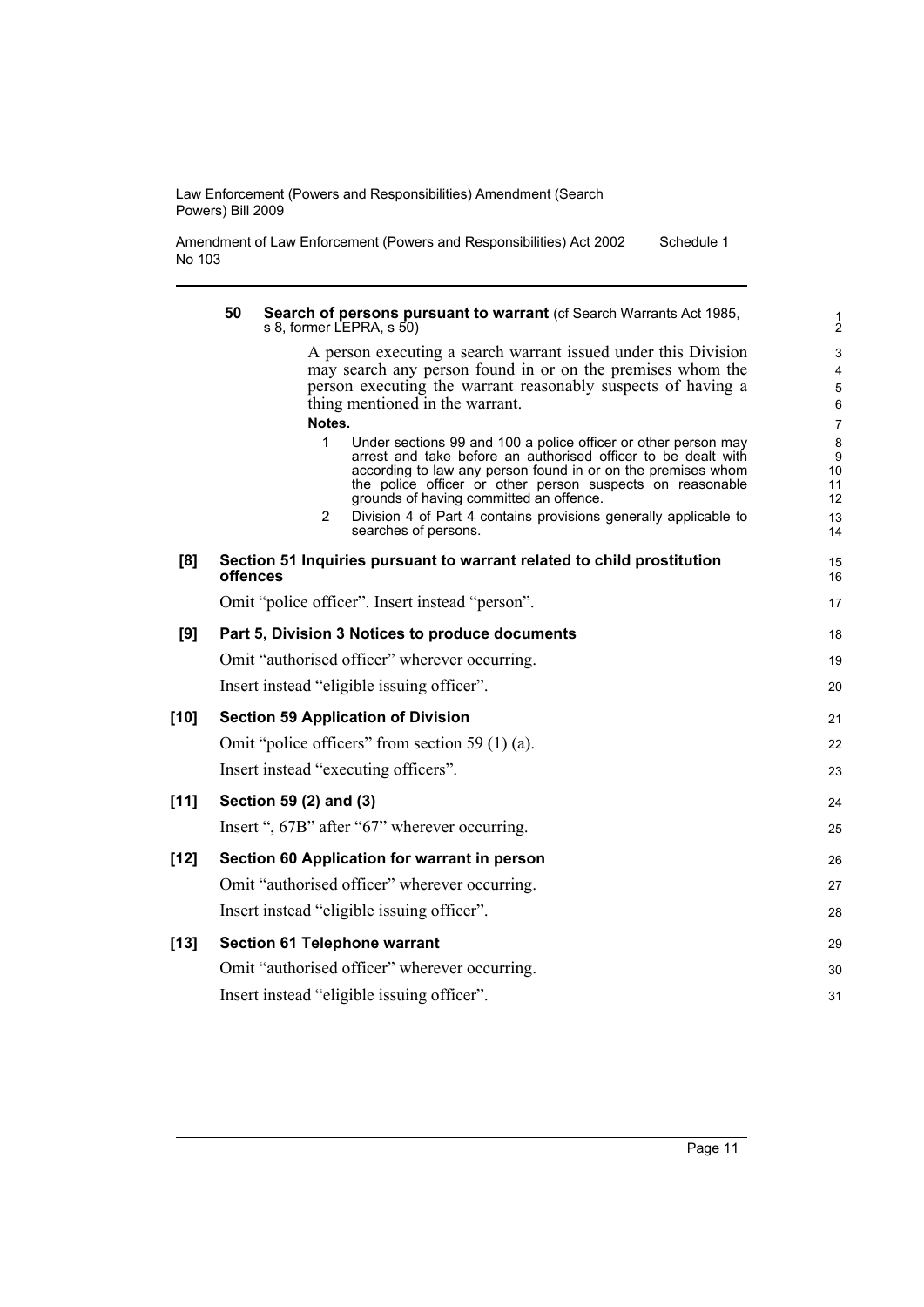**50 Search of persons pursuant to warrant** (cf Search Warrants Act 1985, s 8, former LEPRA, s 50)

A person executing a search warrant issued under this Division may search any person found in or on the premises whom the person executing the warrant reasonably suspects of having a thing mentioned in the warrant.

**Notes.**

1. Under sections 99 and 100 a police officer or other person may arrest and take before an authorised officer to be dealt with according to law any person found in or on the premises whom the police officer or other person suspects on reasonable grounds of having committed an offence.
2. Division 4 of Part 4 contains provisions generally applicable to searches of persons.

**[8] Section 51 Inquiries pursuant to warrant related to child prostitution offences**

Omit "police officer". Insert instead "person".

**[9] Part 5, Division 3 Notices to produce documents**

Omit "authorised officer" wherever occurring.

Insert instead "eligible issuing officer".

**[10] Section 59 Application of Division**

Omit "police officers" from section 59 (1) (a).

Insert instead "executing officers".

**[11] Section 59 (2) and (3)**

Insert ", 67B" after "67" wherever occurring.

**[12] Section 60 Application for warrant in person**

Omit "authorised officer" wherever occurring.

Insert instead "eligible issuing officer".

**[13] Section 61 Telephone warrant**

Omit "authorised officer" wherever occurring.

Insert instead "eligible issuing officer".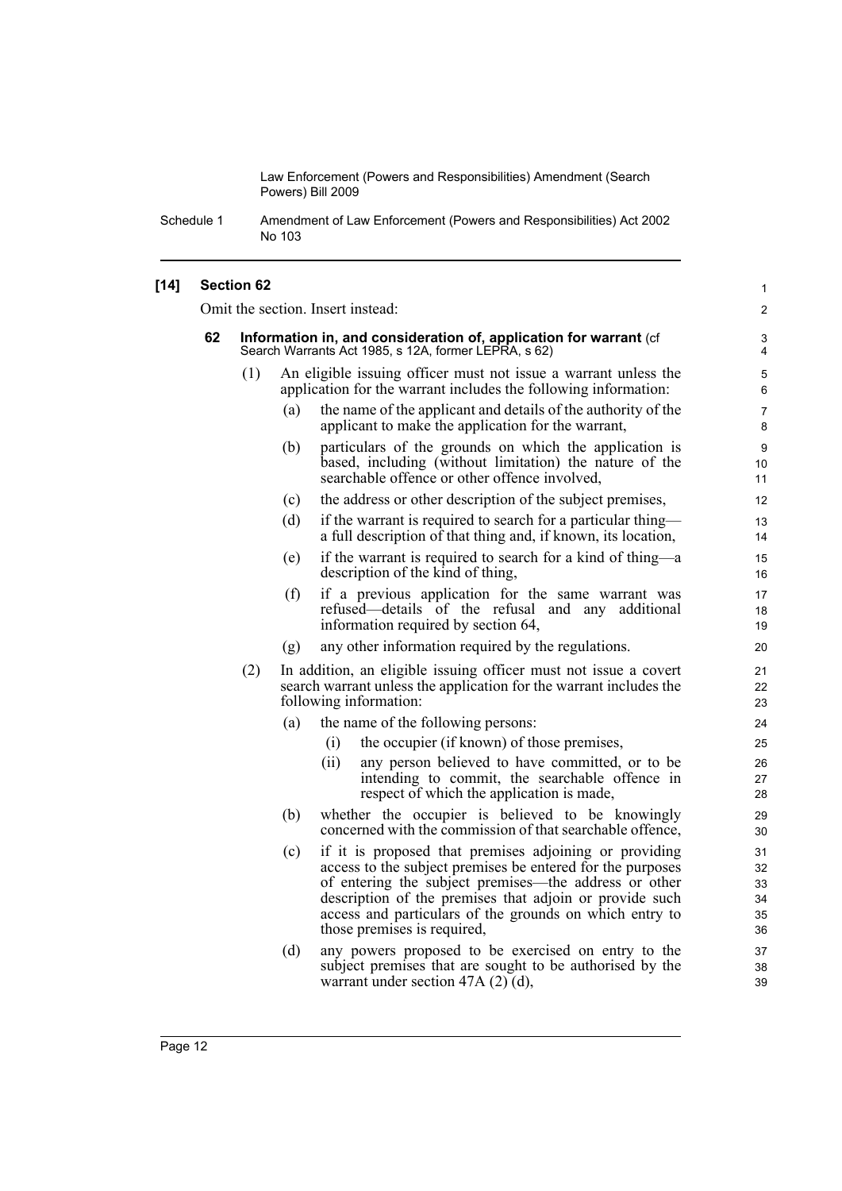**[14] Section 62**

Omit the section. Insert instead:

**62 Information in, and consideration of, application for warrant** (cf Search Warrants Act 1985, s 12A, former LEPRA, s 62)

(1) An eligible issuing officer must not issue a warrant unless the application for the warrant includes the following information:

(a) the name of the applicant and details of the authority of the applicant to make the application for the warrant,

(b) particulars of the grounds on which the application is based, including (without limitation) the nature of the searchable offence or other offence involved,

(c) the address or other description of the subject premises,

(d) if the warrant is required to search for a particular thing—a full description of that thing and, if known, its location,

(e) if the warrant is required to search for a kind of thing—a description of the kind of thing,

(f) if a previous application for the same warrant was refused—details of the refusal and any additional information required by section 64,

(g) any other information required by the regulations.

(2) In addition, an eligible issuing officer must not issue a covert search warrant unless the application for the warrant includes the following information:

(a) the name of the following persons:

(i) the occupier (if known) of those premises,

(ii) any person believed to have committed, or to be intending to commit, the searchable offence in respect of which the application is made,

(b) whether the occupier is believed to be knowingly concerned with the commission of that searchable offence,

(c) if it is proposed that premises adjoining or providing access to the subject premises be entered for the purposes of entering the subject premises—the address or other description of the premises that adjoin or provide such access and particulars of the grounds on which entry to those premises is required,

(d) any powers proposed to be exercised on entry to the subject premises that are sought to be authorised by the warrant under section 47A (2) (d),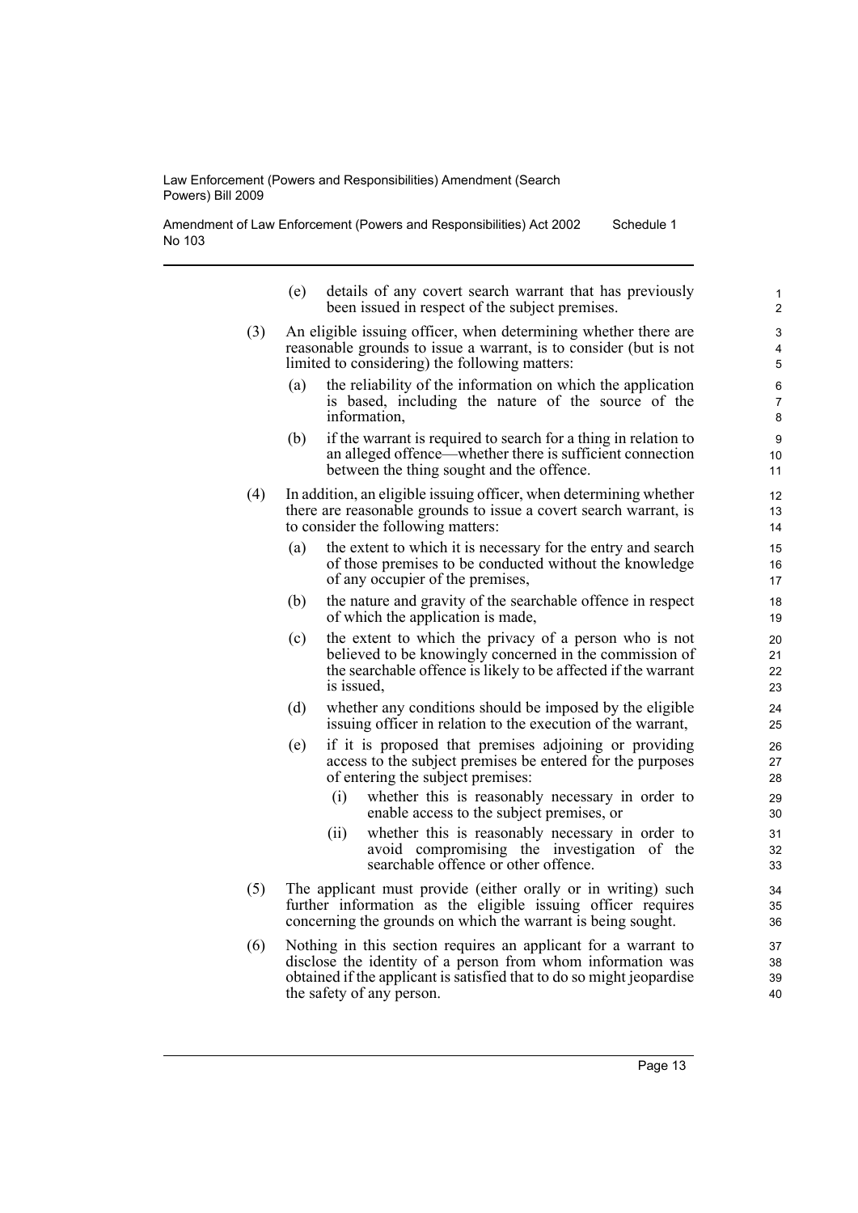(e) details of any covert search warrant that has previously been issued in respect of the subject premises.

(3) An eligible issuing officer, when determining whether there are reasonable grounds to issue a warrant, is to consider (but is not limited to considering) the following matters:

(a) the reliability of the information on which the application is based, including the nature of the source of the information,

(b) if the warrant is required to search for a thing in relation to an alleged offence—whether there is sufficient connection between the thing sought and the offence.

(4) In addition, an eligible issuing officer, when determining whether there are reasonable grounds to issue a covert search warrant, is to consider the following matters:

(a) the extent to which it is necessary for the entry and search of those premises to be conducted without the knowledge of any occupier of the premises,

(b) the nature and gravity of the searchable offence in respect of which the application is made,

(c) the extent to which the privacy of a person who is not believed to be knowingly concerned in the commission of the searchable offence is likely to be affected if the warrant is issued,

(d) whether any conditions should be imposed by the eligible issuing officer in relation to the execution of the warrant,

(e) if it is proposed that premises adjoining or providing access to the subject premises be entered for the purposes of entering the subject premises:

(i) whether this is reasonably necessary in order to enable access to the subject premises, or

(ii) whether this is reasonably necessary in order to avoid compromising the investigation of the searchable offence or other offence.

(5) The applicant must provide (either orally or in writing) such further information as the eligible issuing officer requires concerning the grounds on which the warrant is being sought.

(6) Nothing in this section requires an applicant for a warrant to disclose the identity of a person from whom information was obtained if the applicant is satisfied that to do so might jeopardise the safety of any person.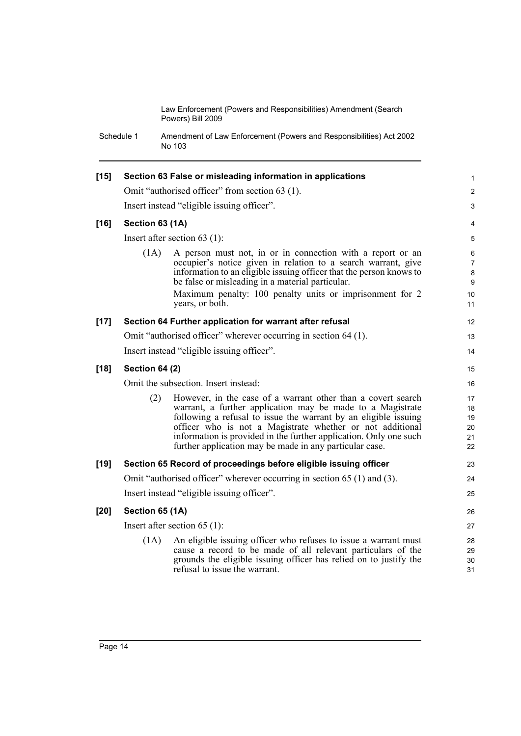**[15] Section 63 False or misleading information in applications**

Omit "authorised officer" from section 63 (1).

Insert instead "eligible issuing officer".

**[16] Section 63 (1A)**

Insert after section 63 (1):

(1A) A person must not, in or in connection with a report or an occupier's notice given in relation to a search warrant, give information to an eligible issuing officer that the person knows to be false or misleading in a material particular.

Maximum penalty: 100 penalty units or imprisonment for 2 years, or both.

**[17] Section 64 Further application for warrant after refusal**

Omit "authorised officer" wherever occurring in section 64 (1).

Insert instead "eligible issuing officer".

**[18] Section 64 (2)**

Omit the subsection. Insert instead:

(2) However, in the case of a warrant other than a covert search warrant, a further application may be made to a Magistrate following a refusal to issue the warrant by an eligible issuing officer who is not a Magistrate whether or not additional information is provided in the further application. Only one such further application may be made in any particular case.

**[19] Section 65 Record of proceedings before eligible issuing officer**

Omit "authorised officer" wherever occurring in section 65 (1) and (3).

Insert instead "eligible issuing officer".

**[20] Section 65 (1A)**

Insert after section 65 (1):

(1A) An eligible issuing officer who refuses to issue a warrant must cause a record to be made of all relevant particulars of the grounds the eligible issuing officer has relied on to justify the refusal to issue the warrant.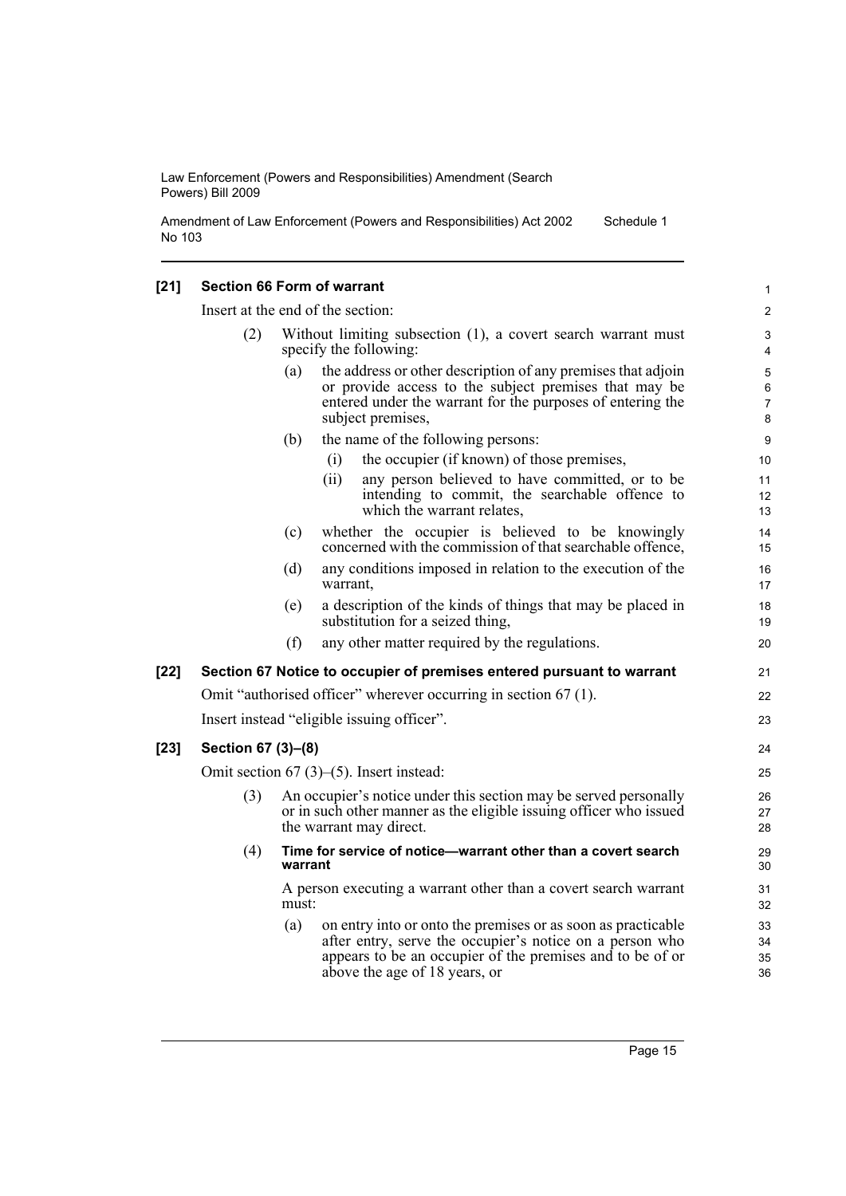**[21] Section 66 Form of warrant**

Insert at the end of the section:

(2) Without limiting subsection (1), a covert search warrant must specify the following:

(a) the address or other description of any premises that adjoin or provide access to the subject premises that may be entered under the warrant for the purposes of entering the subject premises,

(b) the name of the following persons:

(i) the occupier (if known) of those premises,

(ii) any person believed to have committed, or to be intending to commit, the searchable offence to which the warrant relates,

(c) whether the occupier is believed to be knowingly concerned with the commission of that searchable offence,

(d) any conditions imposed in relation to the execution of the warrant,

(e) a description of the kinds of things that may be placed in substitution for a seized thing,

(f) any other matter required by the regulations.

**[22] Section 67 Notice to occupier of premises entered pursuant to warrant**

Omit "authorised officer" wherever occurring in section 67 (1).

Insert instead "eligible issuing officer".

**[23] Section 67 (3)–(8)**

Omit section 67 (3)–(5). Insert instead:

(3) An occupier's notice under this section may be served personally or in such other manner as the eligible issuing officer who issued the warrant may direct.

(4) **Time for service of notice—warrant other than a covert search warrant**

A person executing a warrant other than a covert search warrant must:

(a) on entry into or onto the premises or as soon as practicable after entry, serve the occupier's notice on a person who appears to be an occupier of the premises and to be of or above the age of 18 years, or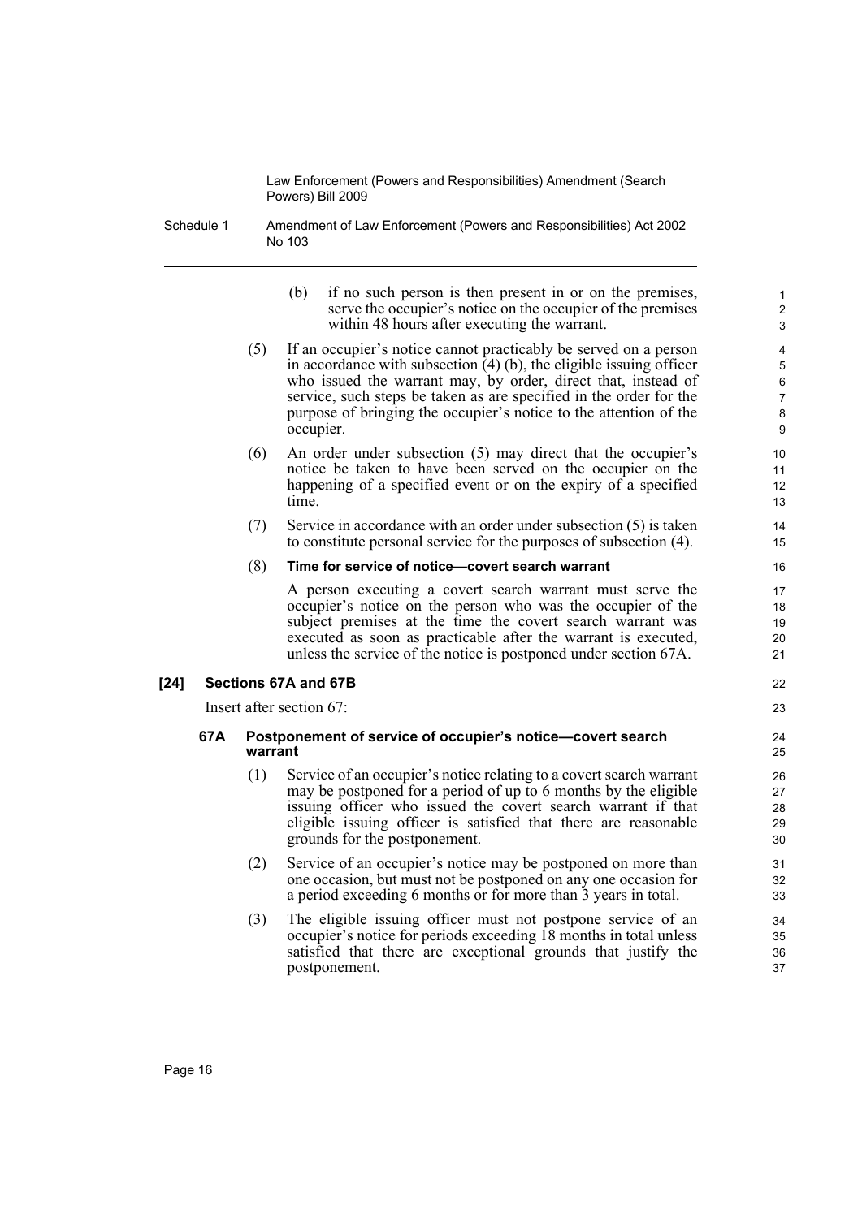(b) if no such person is then present in or on the premises, serve the occupier's notice on the occupier of the premises within 48 hours after executing the warrant.

(5) If an occupier's notice cannot practicably be served on a person in accordance with subsection (4) (b), the eligible issuing officer who issued the warrant may, by order, direct that, instead of service, such steps be taken as are specified in the order for the purpose of bringing the occupier's notice to the attention of the occupier.

(6) An order under subsection (5) may direct that the occupier's notice be taken to have been served on the occupier on the happening of a specified event or on the expiry of a specified time.

(7) Service in accordance with an order under subsection (5) is taken to constitute personal service for the purposes of subsection (4).

(8) **Time for service of notice—covert search warrant**

A person executing a covert search warrant must serve the occupier's notice on the person who was the occupier of the subject premises at the time the covert search warrant was executed as soon as practicable after the warrant is executed, unless the service of the notice is postponed under section 67A.

### [24] Sections 67A and 67B

Insert after section 67:

#### 67A Postponement of service of occupier's notice—covert search warrant

(1) Service of an occupier's notice relating to a covert search warrant may be postponed for a period of up to 6 months by the eligible issuing officer who issued the covert search warrant if that eligible issuing officer is satisfied that there are reasonable grounds for the postponement.

(2) Service of an occupier's notice may be postponed on more than one occasion, but must not be postponed on any one occasion for a period exceeding 6 months or for more than 3 years in total.

(3) The eligible issuing officer must not postpone service of an occupier's notice for periods exceeding 18 months in total unless satisfied that there are exceptional grounds that justify the postponement.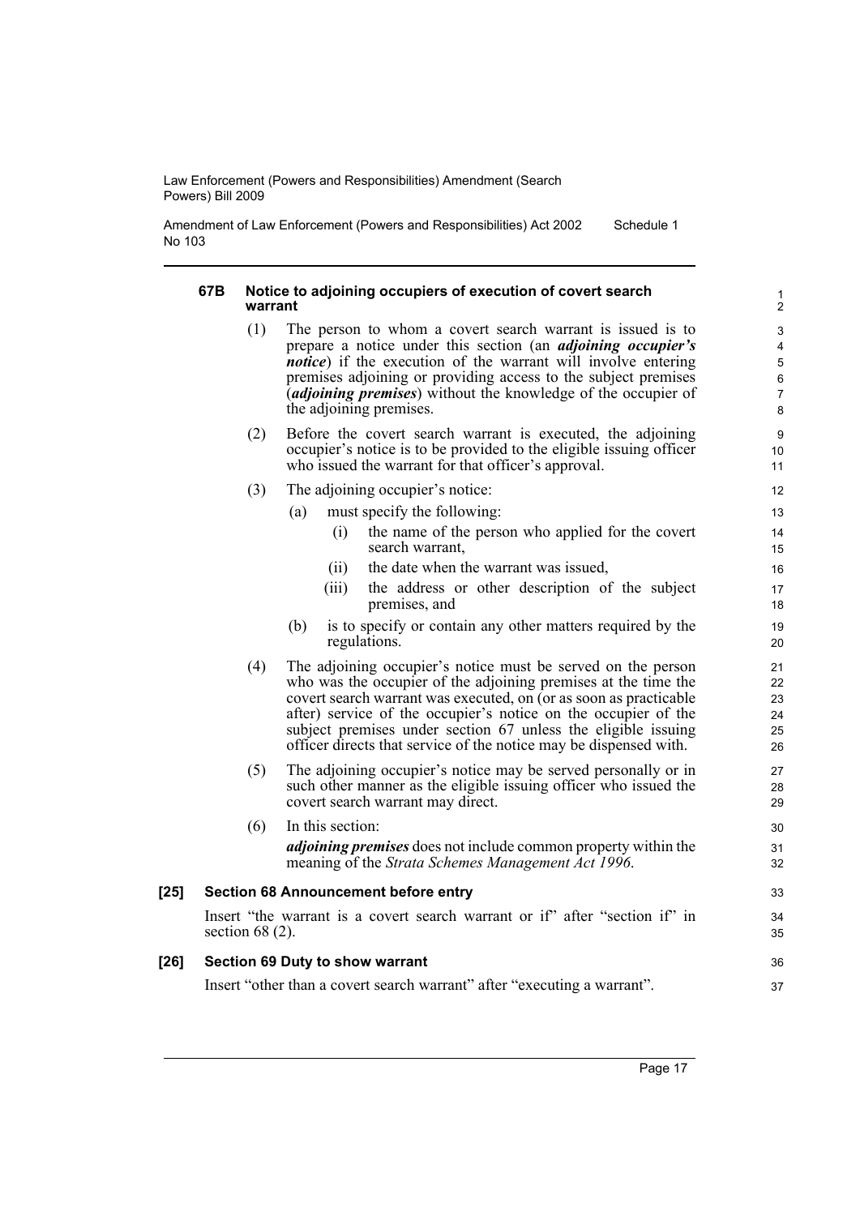#### 67B Notice to adjoining occupiers of execution of covert search warrant

(1) The person to whom a covert search warrant is issued is to prepare a notice under this section (an ***adjoining occupier's notice***) if the execution of the warrant will involve entering premises adjoining or providing access to the subject premises (***adjoining premises***) without the knowledge of the occupier of the adjoining premises.

(2) Before the covert search warrant is executed, the adjoining occupier's notice is to be provided to the eligible issuing officer who issued the warrant for that officer's approval.

(3) The adjoining occupier's notice:

- (a) must specify the following:
  - (i) the name of the person who applied for the covert search warrant,
  - (ii) the date when the warrant was issued,
  - (iii) the address or other description of the subject premises, and
- (b) is to specify or contain any other matters required by the regulations.

(4) The adjoining occupier's notice must be served on the person who was the occupier of the adjoining premises at the time the covert search warrant was executed, on (or as soon as practicable after) service of the occupier's notice on the occupier of the subject premises under section 67 unless the eligible issuing officer directs that service of the notice may be dispensed with.

(5) The adjoining occupier's notice may be served personally or in such other manner as the eligible issuing officer who issued the covert search warrant may direct.

(6) In this section:

***adjoining premises*** does not include common property within the meaning of the *Strata Schemes Management Act 1996*.

### [25] Section 68 Announcement before entry

Insert "the warrant is a covert search warrant or if" after "section if" in section 68 (2).

### [26] Section 69 Duty to show warrant

Insert "other than a covert search warrant" after "executing a warrant".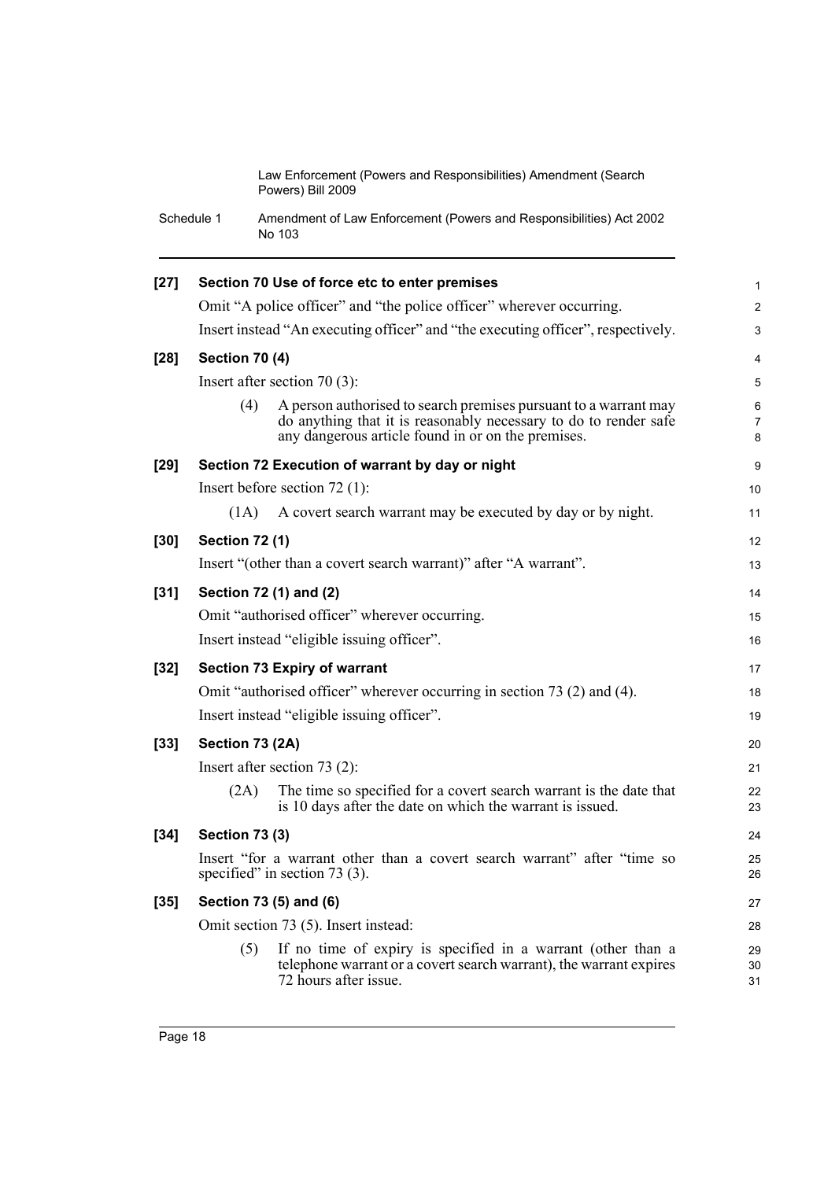**[27] Section 70 Use of force etc to enter premises**

Omit "A police officer" and "the police officer" wherever occurring.

Insert instead "An executing officer" and "the executing officer", respectively.

**[28] Section 70 (4)**

Insert after section 70 (3):

(4) A person authorised to search premises pursuant to a warrant may do anything that it is reasonably necessary to do to render safe any dangerous article found in or on the premises.

**[29] Section 72 Execution of warrant by day or night**

Insert before section 72 (1):

(1A) A covert search warrant may be executed by day or by night.

**[30] Section 72 (1)**

Insert "(other than a covert search warrant)" after "A warrant".

**[31] Section 72 (1) and (2)**

Omit "authorised officer" wherever occurring.

Insert instead "eligible issuing officer".

**[32] Section 73 Expiry of warrant**

Omit "authorised officer" wherever occurring in section 73 (2) and (4).

Insert instead "eligible issuing officer".

**[33] Section 73 (2A)**

Insert after section 73 (2):

(2A) The time so specified for a covert search warrant is the date that is 10 days after the date on which the warrant is issued.

**[34] Section 73 (3)**

Insert "for a warrant other than a covert search warrant" after "time so specified" in section 73 (3).

**[35] Section 73 (5) and (6)**

Omit section 73 (5). Insert instead:

(5) If no time of expiry is specified in a warrant (other than a telephone warrant or a covert search warrant), the warrant expires 72 hours after issue.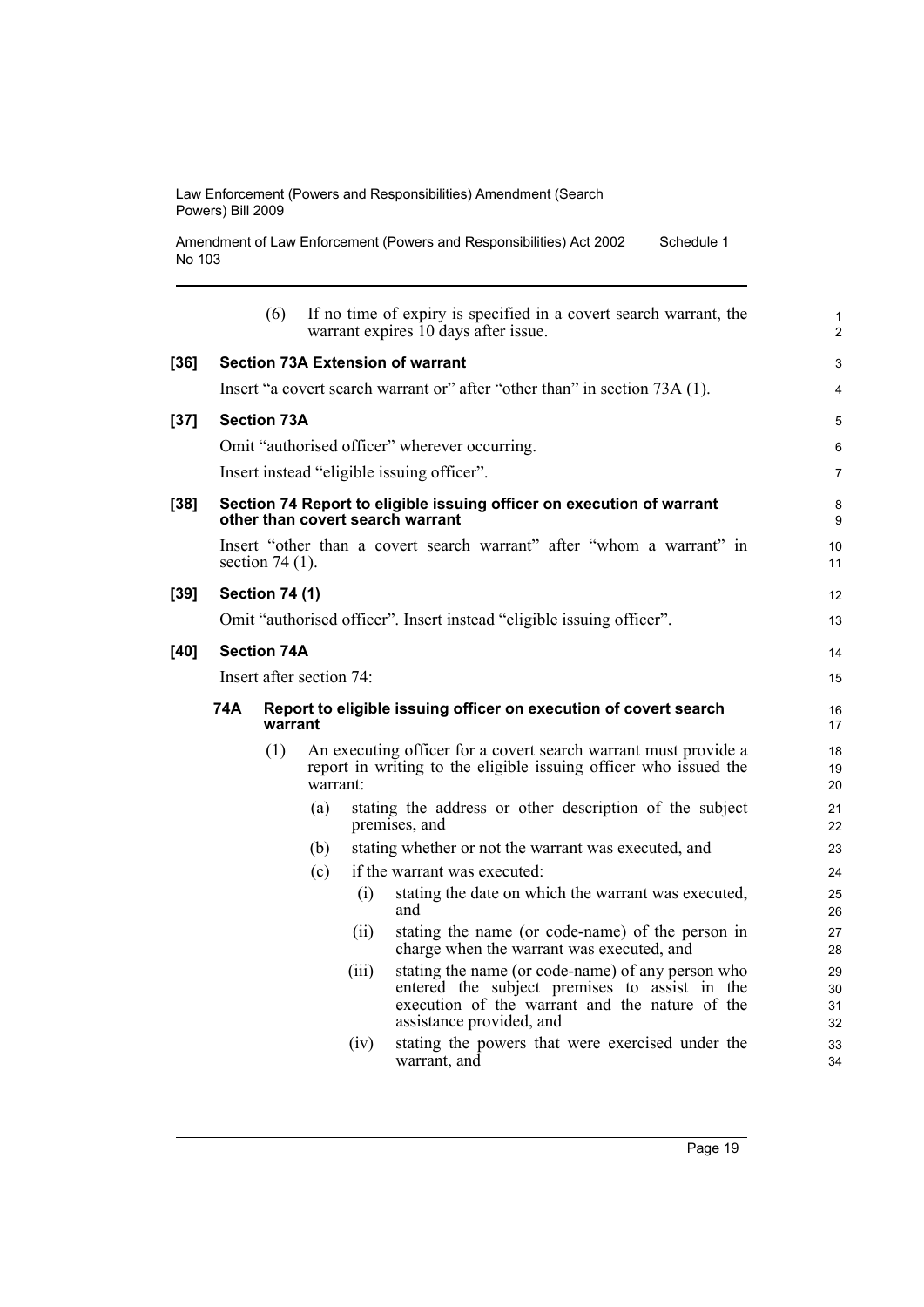(6) If no time of expiry is specified in a covert search warrant, the warrant expires 10 days after issue.

**[36] Section 73A Extension of warrant**

Insert "a covert search warrant or" after "other than" in section 73A (1).

**[37] Section 73A**

Omit "authorised officer" wherever occurring.

Insert instead "eligible issuing officer".

**[38] Section 74 Report to eligible issuing officer on execution of warrant other than covert search warrant**

Insert "other than a covert search warrant" after "whom a warrant" in section 74 (1).

**[39] Section 74 (1)**

Omit "authorised officer". Insert instead "eligible issuing officer".

**[40] Section 74A**

Insert after section 74:

**74A Report to eligible issuing officer on execution of covert search warrant**

(1) An executing officer for a covert search warrant must provide a report in writing to the eligible issuing officer who issued the warrant:

- (a) stating the address or other description of the subject premises, and
- (b) stating whether or not the warrant was executed, and
- (c) if the warrant was executed:
  - (i) stating the date on which the warrant was executed, and
  - (ii) stating the name (or code-name) of the person in charge when the warrant was executed, and
  - (iii) stating the name (or code-name) of any person who entered the subject premises to assist in the execution of the warrant and the nature of the assistance provided, and
  - (iv) stating the powers that were exercised under the warrant, and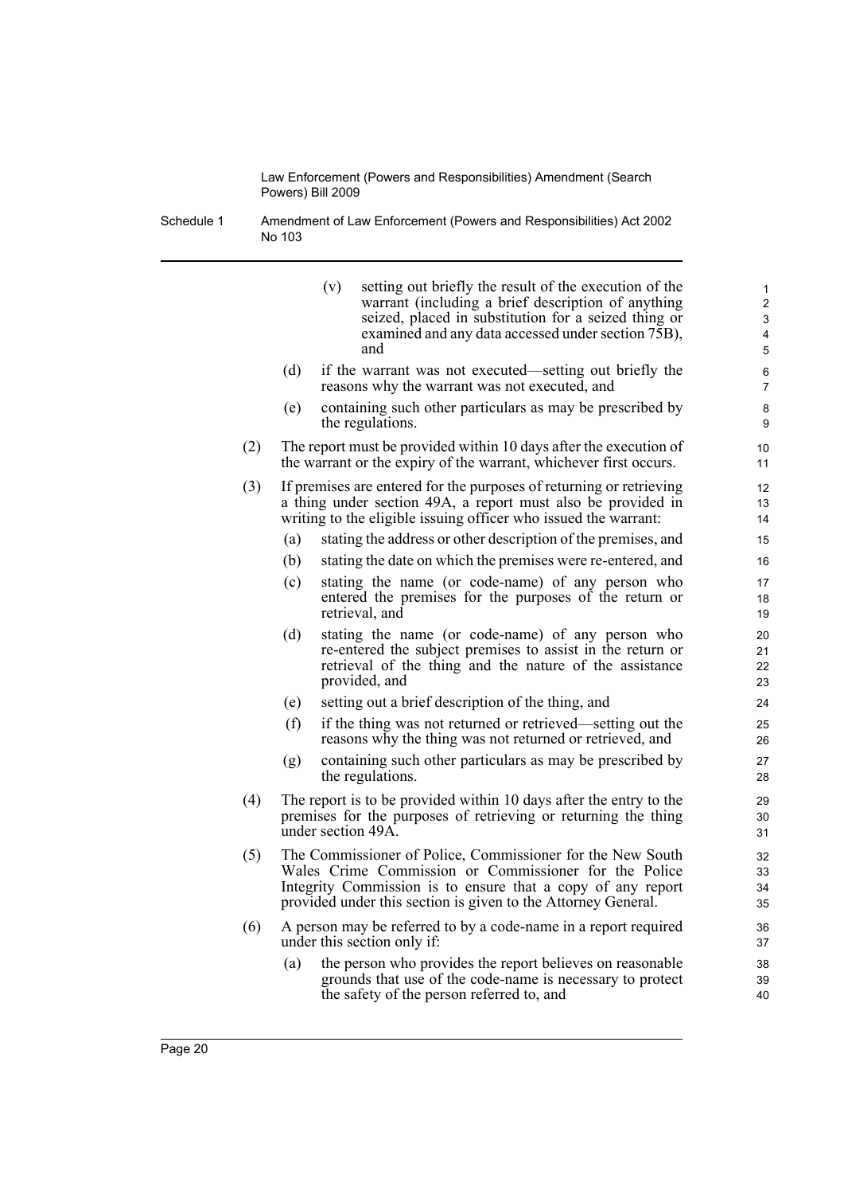(v) setting out briefly the result of the execution of the warrant (including a brief description of anything seized, placed in substitution for a seized thing or examined and any data accessed under section 75B), and

(d) if the warrant was not executed—setting out briefly the reasons why the warrant was not executed, and

(e) containing such other particulars as may be prescribed by the regulations.

(2) The report must be provided within 10 days after the execution of the warrant or the expiry of the warrant, whichever first occurs.

(3) If premises are entered for the purposes of returning or retrieving a thing under section 49A, a report must also be provided in writing to the eligible issuing officer who issued the warrant:

(a) stating the address or other description of the premises, and

(b) stating the date on which the premises were re-entered, and

(c) stating the name (or code-name) of any person who entered the premises for the purposes of the return or retrieval, and

(d) stating the name (or code-name) of any person who re-entered the subject premises to assist in the return or retrieval of the thing and the nature of the assistance provided, and

(e) setting out a brief description of the thing, and

(f) if the thing was not returned or retrieved—setting out the reasons why the thing was not returned or retrieved, and

(g) containing such other particulars as may be prescribed by the regulations.

(4) The report is to be provided within 10 days after the entry to the premises for the purposes of retrieving or returning the thing under section 49A.

(5) The Commissioner of Police, Commissioner for the New South Wales Crime Commission or Commissioner for the Police Integrity Commission is to ensure that a copy of any report provided under this section is given to the Attorney General.

(6) A person may be referred to by a code-name in a report required under this section only if:

(a) the person who provides the report believes on reasonable grounds that use of the code-name is necessary to protect the safety of the person referred to, and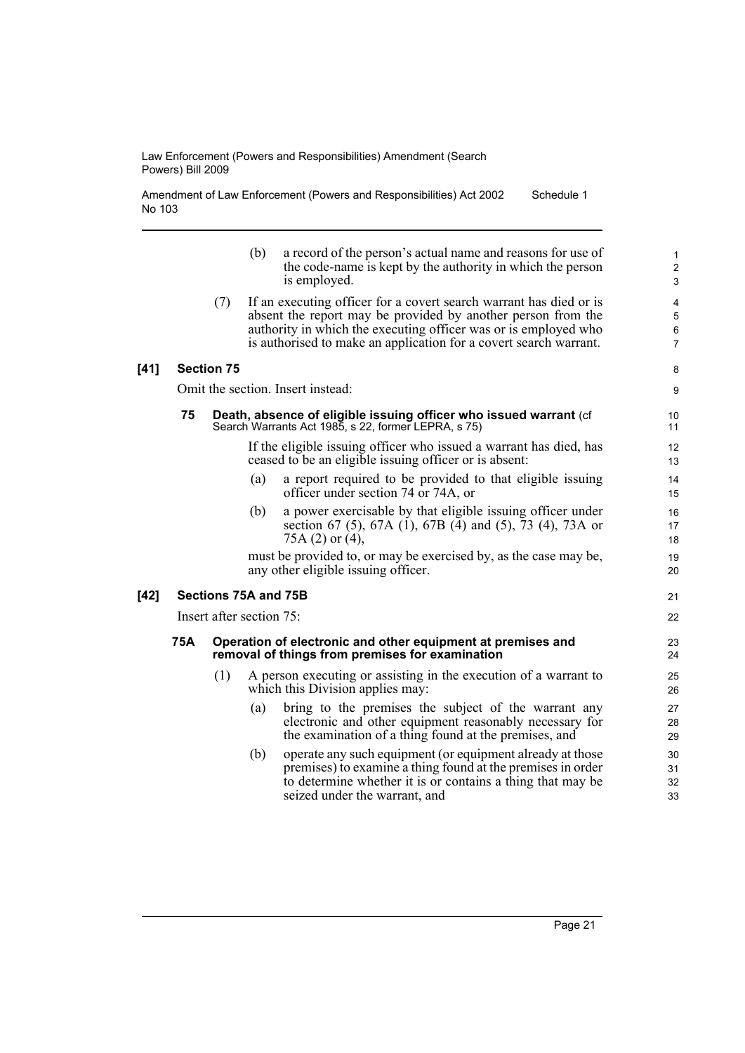(b) a record of the person's actual name and reasons for use of the code-name is kept by the authority in which the person is employed.

(7) If an executing officer for a covert search warrant has died or is absent the report may be provided by another person from the authority in which the executing officer was or is employed who is authorised to make an application for a covert search warrant.

**[41] Section 75**

Omit the section. Insert instead:

**75 Death, absence of eligible issuing officer who issued warrant** (cf Search Warrants Act 1985, s 22, former LEPRA, s 75)

If the eligible issuing officer who issued a warrant has died, has ceased to be an eligible issuing officer or is absent:

(a) a report required to be provided to that eligible issuing officer under section 74 or 74A, or

(b) a power exercisable by that eligible issuing officer under section 67 (5), 67A (1), 67B (4) and (5), 73 (4), 73A or 75A (2) or (4),

must be provided to, or may be exercised by, as the case may be, any other eligible issuing officer.

**[42] Sections 75A and 75B**

Insert after section 75:

**75A Operation of electronic and other equipment at premises and removal of things from premises for examination**

(1) A person executing or assisting in the execution of a warrant to which this Division applies may:

(a) bring to the premises the subject of the warrant any electronic and other equipment reasonably necessary for the examination of a thing found at the premises, and

(b) operate any such equipment (or equipment already at those premises) to examine a thing found at the premises in order to determine whether it is or contains a thing that may be seized under the warrant, and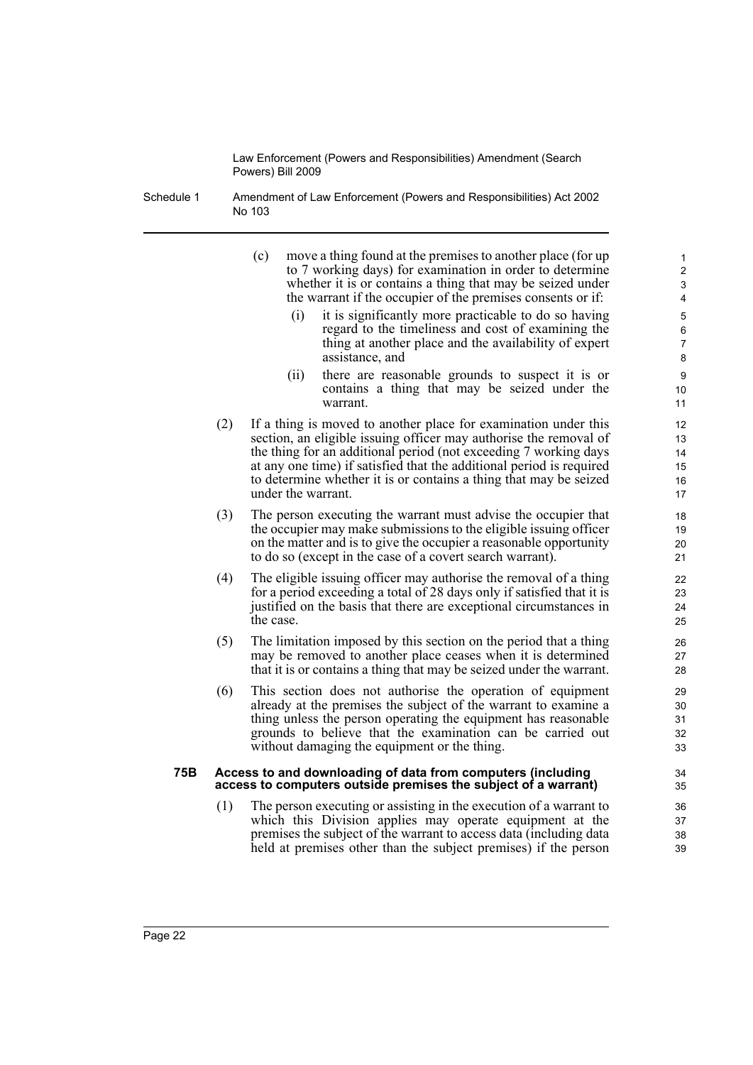(c) move a thing found at the premises to another place (for up to 7 working days) for examination in order to determine whether it is or contains a thing that may be seized under the warrant if the occupier of the premises consents or if:

   (i) it is significantly more practicable to do so having regard to the timeliness and cost of examining the thing at another place and the availability of expert assistance, and

   (ii) there are reasonable grounds to suspect it is or contains a thing that may be seized under the warrant.

(2) If a thing is moved to another place for examination under this section, an eligible issuing officer may authorise the removal of the thing for an additional period (not exceeding 7 working days at any one time) if satisfied that the additional period is required to determine whether it is or contains a thing that may be seized under the warrant.

(3) The person executing the warrant must advise the occupier that the occupier may make submissions to the eligible issuing officer on the matter and is to give the occupier a reasonable opportunity to do so (except in the case of a covert search warrant).

(4) The eligible issuing officer may authorise the removal of a thing for a period exceeding a total of 28 days only if satisfied that it is justified on the basis that there are exceptional circumstances in the case.

(5) The limitation imposed by this section on the period that a thing may be removed to another place ceases when it is determined that it is or contains a thing that may be seized under the warrant.

(6) This section does not authorise the operation of equipment already at the premises the subject of the warrant to examine a thing unless the person operating the equipment has reasonable grounds to believe that the examination can be carried out without damaging the equipment or the thing.

**75B Access to and downloading of data from computers (including access to computers outside premises the subject of a warrant)**

(1) The person executing or assisting in the execution of a warrant to which this Division applies may operate equipment at the premises the subject of the warrant to access data (including data held at premises other than the subject premises) if the person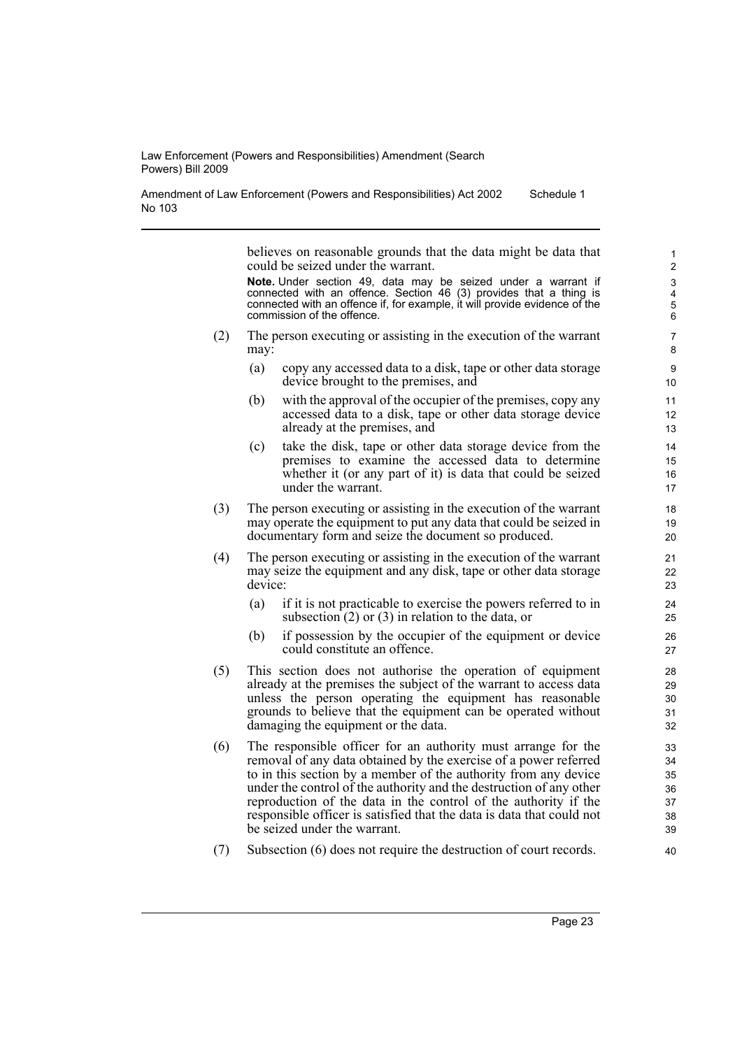believes on reasonable grounds that the data might be data that could be seized under the warrant.

**Note.** Under section 49, data may be seized under a warrant if connected with an offence. Section 46 (3) provides that a thing is connected with an offence if, for example, it will provide evidence of the commission of the offence.

(2) The person executing or assisting in the execution of the warrant may:

  (a) copy any accessed data to a disk, tape or other data storage device brought to the premises, and

  (b) with the approval of the occupier of the premises, copy any accessed data to a disk, tape or other data storage device already at the premises, and

  (c) take the disk, tape or other data storage device from the premises to examine the accessed data to determine whether it (or any part of it) is data that could be seized under the warrant.

(3) The person executing or assisting in the execution of the warrant may operate the equipment to put any data that could be seized in documentary form and seize the document so produced.

(4) The person executing or assisting in the execution of the warrant may seize the equipment and any disk, tape or other data storage device:

  (a) if it is not practicable to exercise the powers referred to in subsection (2) or (3) in relation to the data, or

  (b) if possession by the occupier of the equipment or device could constitute an offence.

(5) This section does not authorise the operation of equipment already at the premises the subject of the warrant to access data unless the person operating the equipment has reasonable grounds to believe that the equipment can be operated without damaging the equipment or the data.

(6) The responsible officer for an authority must arrange for the removal of any data obtained by the exercise of a power referred to in this section by a member of the authority from any device under the control of the authority and the destruction of any other reproduction of the data in the control of the authority if the responsible officer is satisfied that the data is data that could not be seized under the warrant.

(7) Subsection (6) does not require the destruction of court records.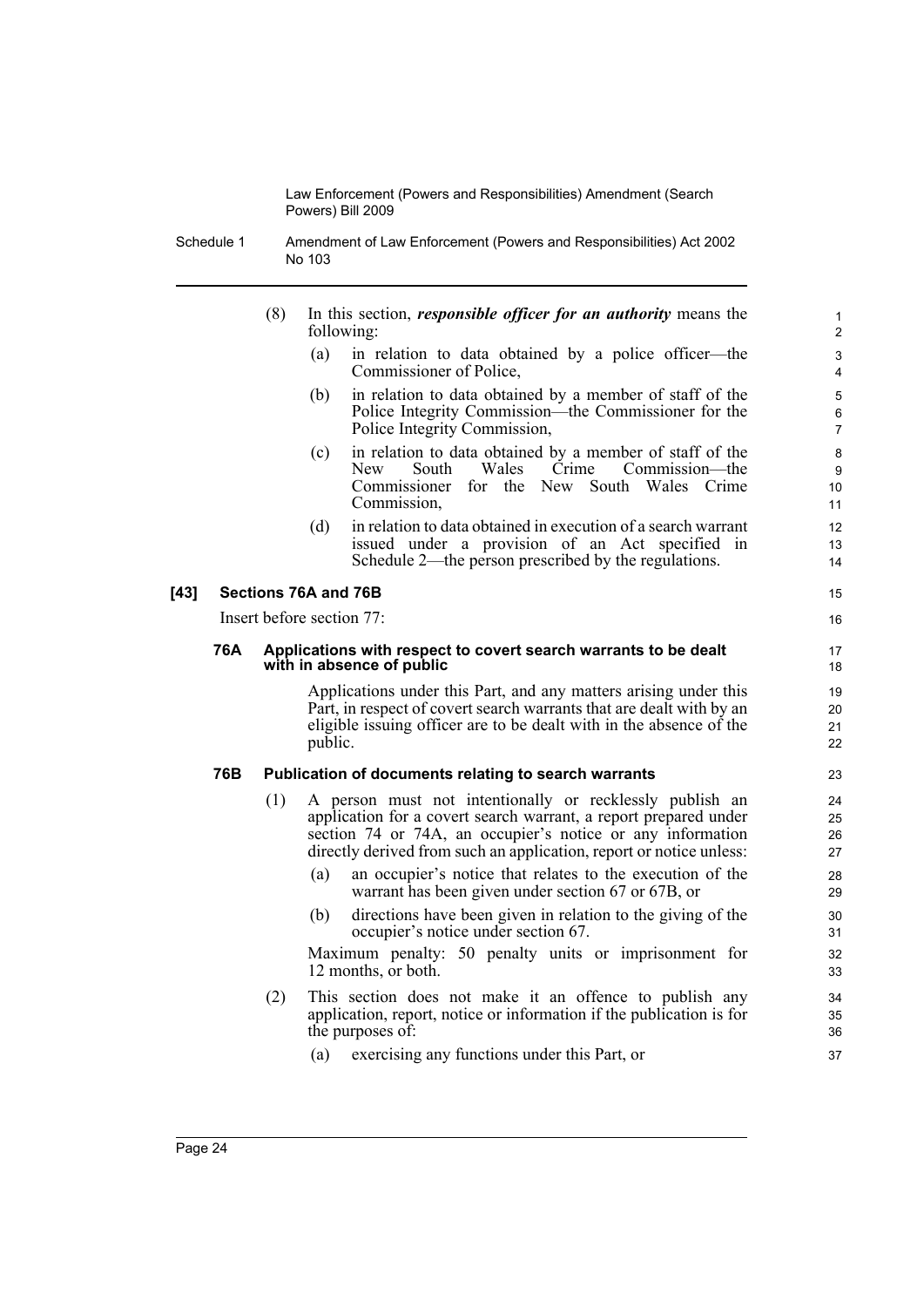(8) In this section, ***responsible officer for an authority*** means the following:

- (a) in relation to data obtained by a police officer—the Commissioner of Police,
- (b) in relation to data obtained by a member of staff of the Police Integrity Commission—the Commissioner for the Police Integrity Commission,
- (c) in relation to data obtained by a member of staff of the New South Wales Crime Commission—the Commissioner for the New South Wales Crime Commission,
- (d) in relation to data obtained in execution of a search warrant issued under a provision of an Act specified in Schedule 2—the person prescribed by the regulations.

### [43] Sections 76A and 76B

Insert before section 77:

#### 76A Applications with respect to covert search warrants to be dealt with in absence of public

Applications under this Part, and any matters arising under this Part, in respect of covert search warrants that are dealt with by an eligible issuing officer are to be dealt with in the absence of the public.

#### 76B Publication of documents relating to search warrants

(1) A person must not intentionally or recklessly publish an application for a covert search warrant, a report prepared under section 74 or 74A, an occupier's notice or any information directly derived from such an application, report or notice unless:

- (a) an occupier's notice that relates to the execution of the warrant has been given under section 67 or 67B, or
- (b) directions have been given in relation to the giving of the occupier's notice under section 67.

Maximum penalty: 50 penalty units or imprisonment for 12 months, or both.

(2) This section does not make it an offence to publish any application, report, notice or information if the publication is for the purposes of:

- (a) exercising any functions under this Part, or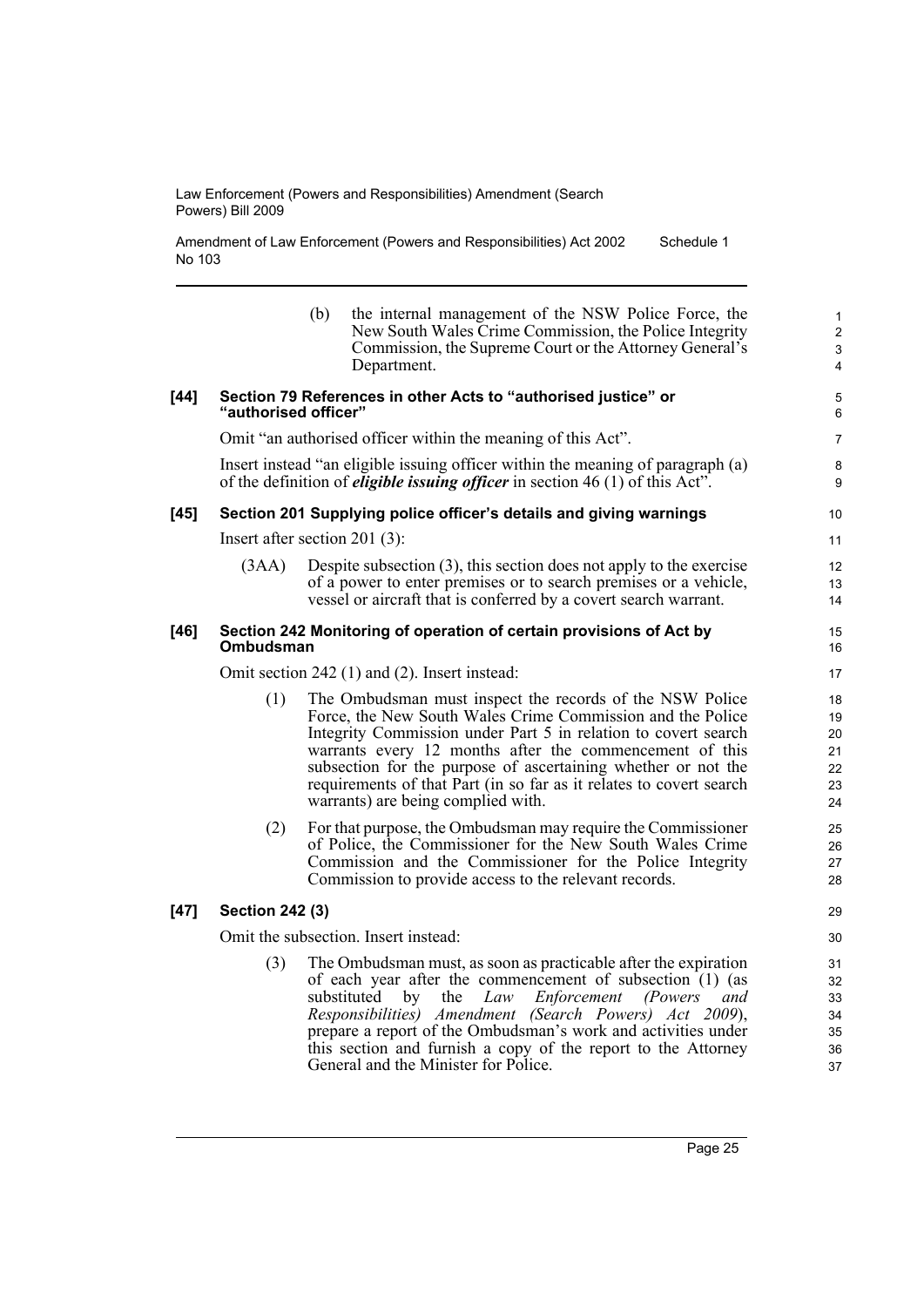(b) the internal management of the NSW Police Force, the New South Wales Crime Commission, the Police Integrity Commission, the Supreme Court or the Attorney General's Department.

**[44] Section 79 References in other Acts to "authorised justice" or "authorised officer"**

Omit "an authorised officer within the meaning of this Act".

Insert instead "an eligible issuing officer within the meaning of paragraph (a) of the definition of ***eligible issuing officer*** in section 46 (1) of this Act".

**[45] Section 201 Supplying police officer's details and giving warnings**

Insert after section 201 (3):

(3AA) Despite subsection (3), this section does not apply to the exercise of a power to enter premises or to search premises or a vehicle, vessel or aircraft that is conferred by a covert search warrant.

**[46] Section 242 Monitoring of operation of certain provisions of Act by Ombudsman**

Omit section 242 (1) and (2). Insert instead:

(1) The Ombudsman must inspect the records of the NSW Police Force, the New South Wales Crime Commission and the Police Integrity Commission under Part 5 in relation to covert search warrants every 12 months after the commencement of this subsection for the purpose of ascertaining whether or not the requirements of that Part (in so far as it relates to covert search warrants) are being complied with.

(2) For that purpose, the Ombudsman may require the Commissioner of Police, the Commissioner for the New South Wales Crime Commission and the Commissioner for the Police Integrity Commission to provide access to the relevant records.

**[47] Section 242 (3)**

Omit the subsection. Insert instead:

(3) The Ombudsman must, as soon as practicable after the expiration of each year after the commencement of subsection (1) (as substituted by the *Law Enforcement (Powers and Responsibilities) Amendment (Search Powers) Act 2009*), prepare a report of the Ombudsman's work and activities under this section and furnish a copy of the report to the Attorney General and the Minister for Police.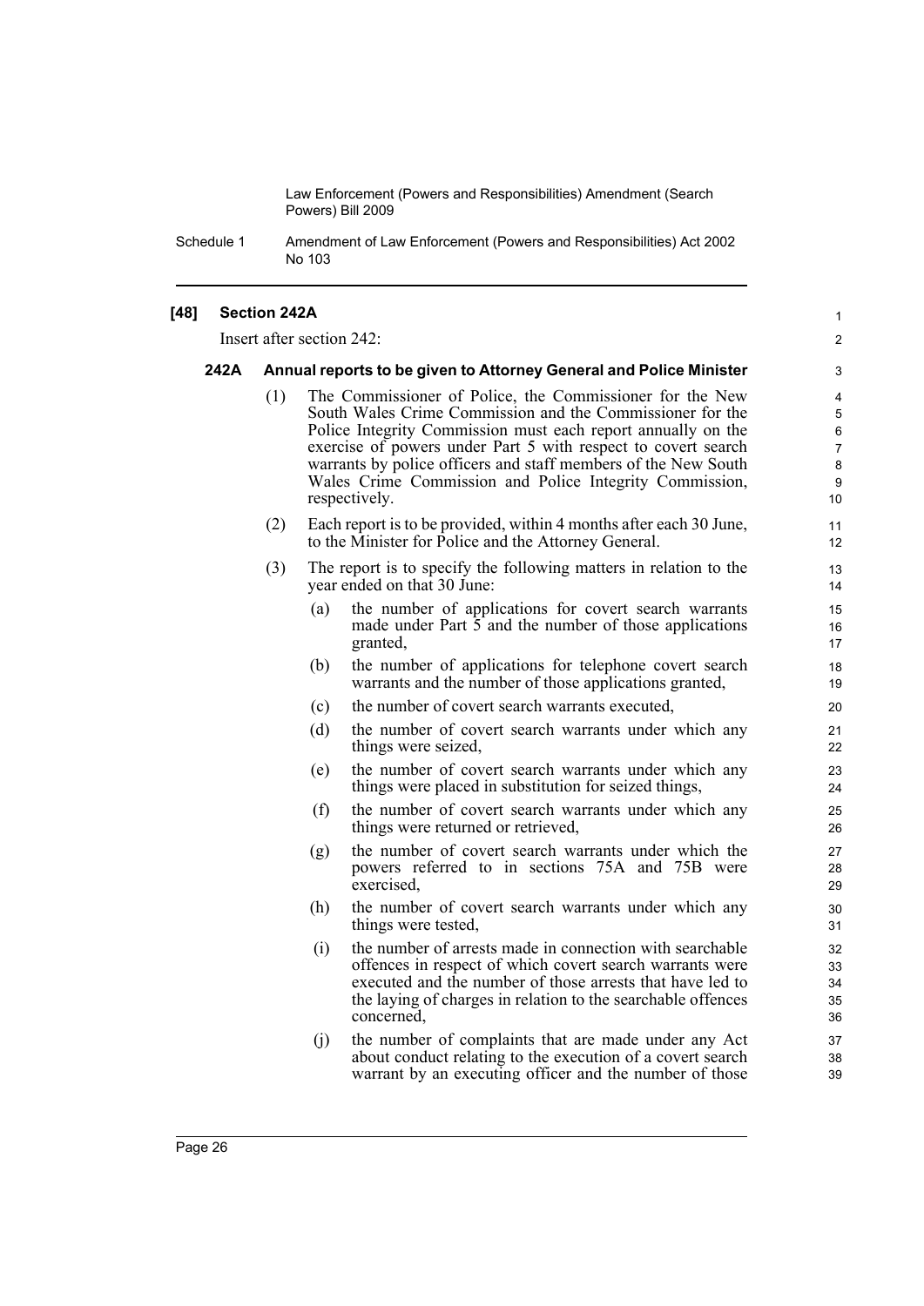**[48] Section 242A**

Insert after section 242:

**242A Annual reports to be given to Attorney General and Police Minister**

(1) The Commissioner of Police, the Commissioner for the New South Wales Crime Commission and the Commissioner for the Police Integrity Commission must each report annually on the exercise of powers under Part 5 with respect to covert search warrants by police officers and staff members of the New South Wales Crime Commission and Police Integrity Commission, respectively.

(2) Each report is to be provided, within 4 months after each 30 June, to the Minister for Police and the Attorney General.

(3) The report is to specify the following matters in relation to the year ended on that 30 June:

(a) the number of applications for covert search warrants made under Part 5 and the number of those applications granted,

(b) the number of applications for telephone covert search warrants and the number of those applications granted,

(c) the number of covert search warrants executed,

(d) the number of covert search warrants under which any things were seized,

(e) the number of covert search warrants under which any things were placed in substitution for seized things,

(f) the number of covert search warrants under which any things were returned or retrieved,

(g) the number of covert search warrants under which the powers referred to in sections 75A and 75B were exercised,

(h) the number of covert search warrants under which any things were tested,

(i) the number of arrests made in connection with searchable offences in respect of which covert search warrants were executed and the number of those arrests that have led to the laying of charges in relation to the searchable offences concerned,

(j) the number of complaints that are made under any Act about conduct relating to the execution of a covert search warrant by an executing officer and the number of those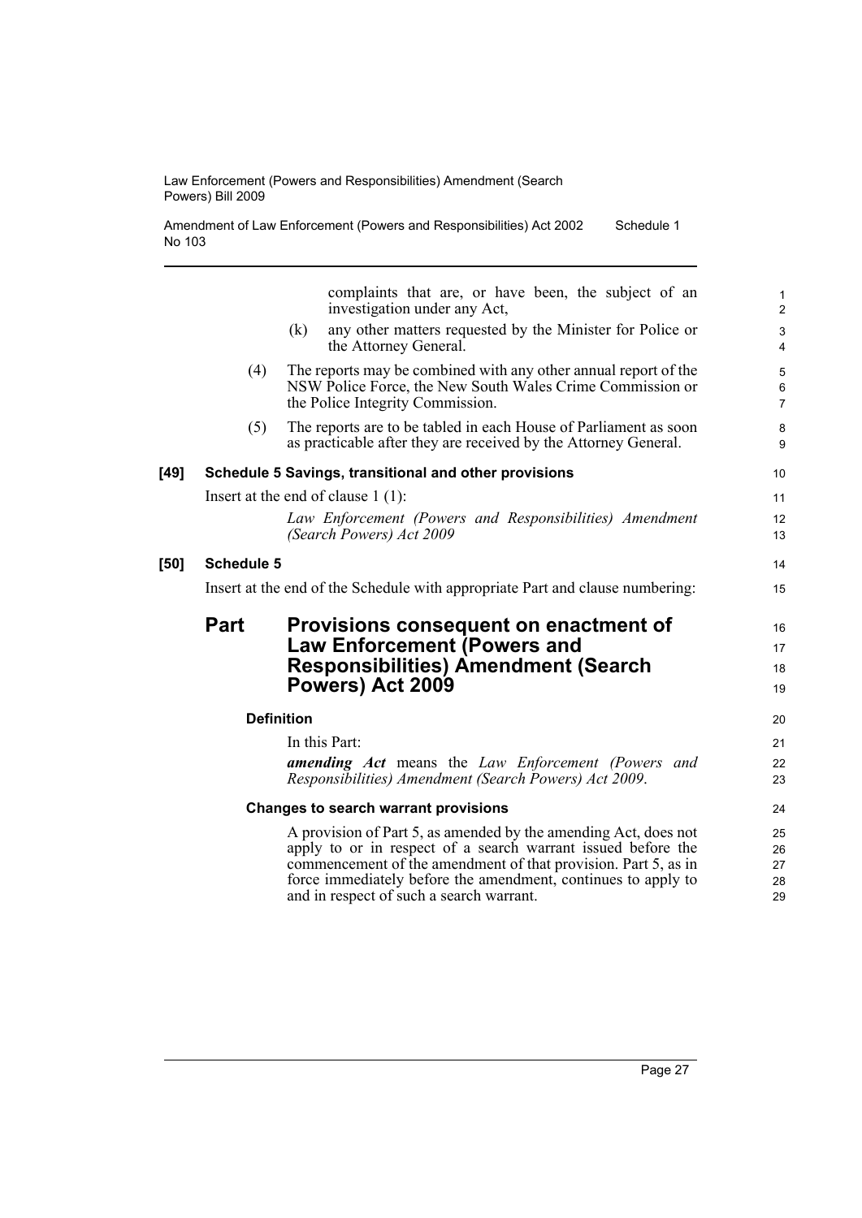complaints that are, or have been, the subject of an investigation under any Act,

(k) any other matters requested by the Minister for Police or the Attorney General.

(4) The reports may be combined with any other annual report of the NSW Police Force, the New South Wales Crime Commission or the Police Integrity Commission.

(5) The reports are to be tabled in each House of Parliament as soon as practicable after they are received by the Attorney General.

**[49] Schedule 5 Savings, transitional and other provisions**

Insert at the end of clause 1 (1):

*Law Enforcement (Powers and Responsibilities) Amendment (Search Powers) Act 2009*

**[50] Schedule 5**

Insert at the end of the Schedule with appropriate Part and clause numbering:

## Part Provisions consequent on enactment of Law Enforcement (Powers and Responsibilities) Amendment (Search Powers) Act 2009

**Definition**

In this Part:

***amending Act*** means the *Law Enforcement (Powers and Responsibilities) Amendment (Search Powers) Act 2009*.

**Changes to search warrant provisions**

A provision of Part 5, as amended by the amending Act, does not apply to or in respect of a search warrant issued before the commencement of the amendment of that provision. Part 5, as in force immediately before the amendment, continues to apply to and in respect of such a search warrant.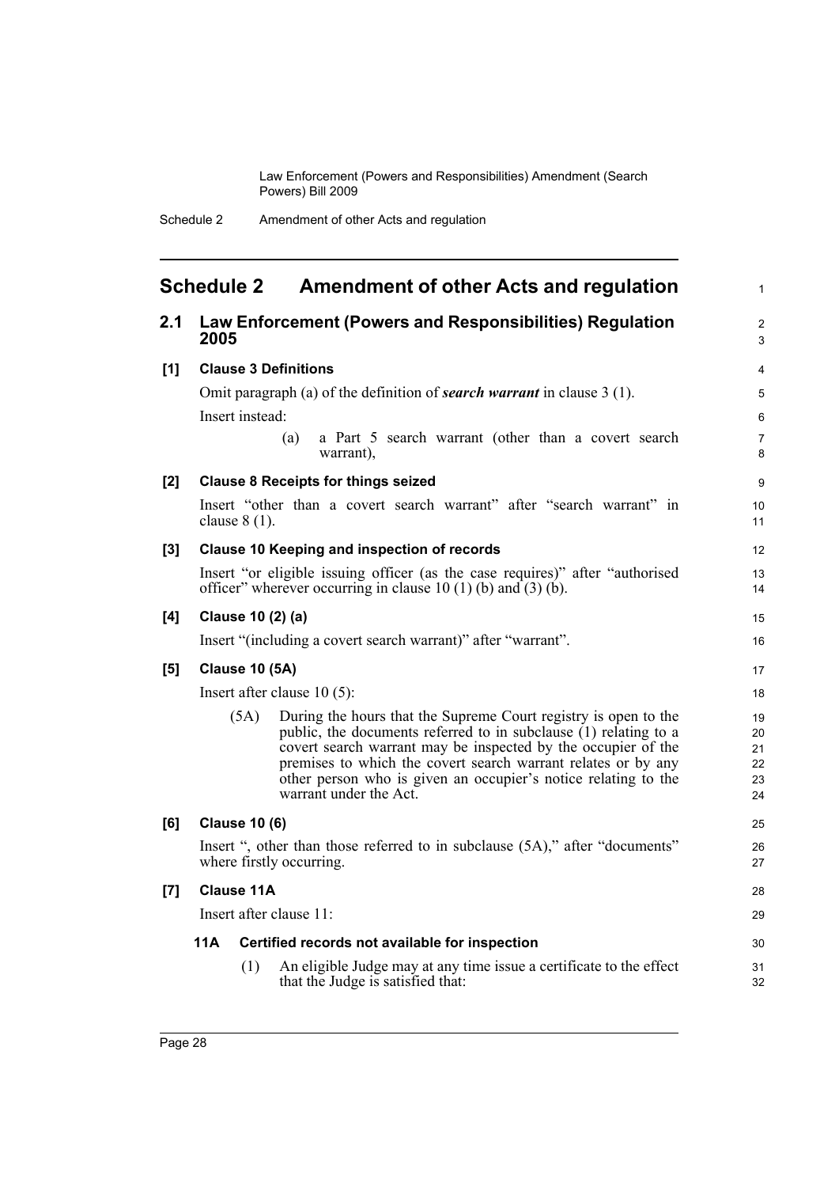## Schedule 2 Amendment of other Acts and regulation

### 2.1 Law Enforcement (Powers and Responsibilities) Regulation 2005

**[1] Clause 3 Definitions**

Omit paragraph (a) of the definition of ***search warrant*** in clause 3 (1).

Insert instead:

(a) a Part 5 search warrant (other than a covert search warrant),

**[2] Clause 8 Receipts for things seized**

Insert "other than a covert search warrant" after "search warrant" in clause 8 (1).

**[3] Clause 10 Keeping and inspection of records**

Insert "or eligible issuing officer (as the case requires)" after "authorised officer" wherever occurring in clause 10 (1) (b) and (3) (b).

**[4] Clause 10 (2) (a)**

Insert "(including a covert search warrant)" after "warrant".

**[5] Clause 10 (5A)**

Insert after clause 10 (5):

(5A) During the hours that the Supreme Court registry is open to the public, the documents referred to in subclause (1) relating to a covert search warrant may be inspected by the occupier of the premises to which the covert search warrant relates or by any other person who is given an occupier's notice relating to the warrant under the Act.

**[6] Clause 10 (6)**

Insert ", other than those referred to in subclause (5A)," after "documents" where firstly occurring.

**[7] Clause 11A**

Insert after clause 11:

**11A Certified records not available for inspection**

(1) An eligible Judge may at any time issue a certificate to the effect that the Judge is satisfied that: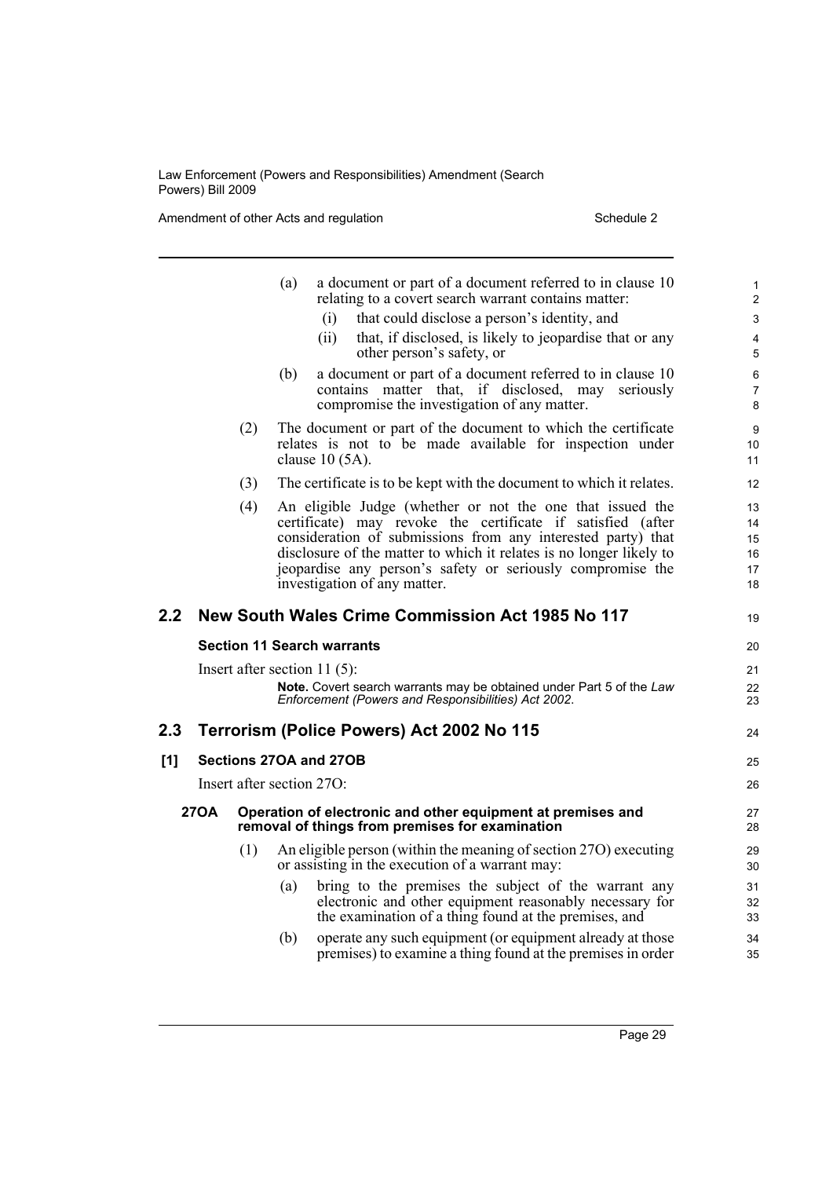(a) a document or part of a document referred to in clause 10 relating to a covert search warrant contains matter:

  (i) that could disclose a person's identity, and

  (ii) that, if disclosed, is likely to jeopardise that or any other person's safety, or

(b) a document or part of a document referred to in clause 10 contains matter that, if disclosed, may seriously compromise the investigation of any matter.

(2) The document or part of the document to which the certificate relates is not to be made available for inspection under clause 10 (5A).

(3) The certificate is to be kept with the document to which it relates.

(4) An eligible Judge (whether or not the one that issued the certificate) may revoke the certificate if satisfied (after consideration of submissions from any interested party) that disclosure of the matter to which it relates is no longer likely to jeopardise any person's safety or seriously compromise the investigation of any matter.

## 2.2 New South Wales Crime Commission Act 1985 No 117

### Section 11 Search warrants

Insert after section 11 (5):

**Note.** Covert search warrants may be obtained under Part 5 of the *Law Enforcement (Powers and Responsibilities) Act 2002*.

## 2.3 Terrorism (Police Powers) Act 2002 No 115

### [1] Sections 27OA and 27OB

Insert after section 27O:

#### 27OA Operation of electronic and other equipment at premises and removal of things from premises for examination

(1) An eligible person (within the meaning of section 27O) executing or assisting in the execution of a warrant may:

(a) bring to the premises the subject of the warrant any electronic and other equipment reasonably necessary for the examination of a thing found at the premises, and

(b) operate any such equipment (or equipment already at those premises) to examine a thing found at the premises in order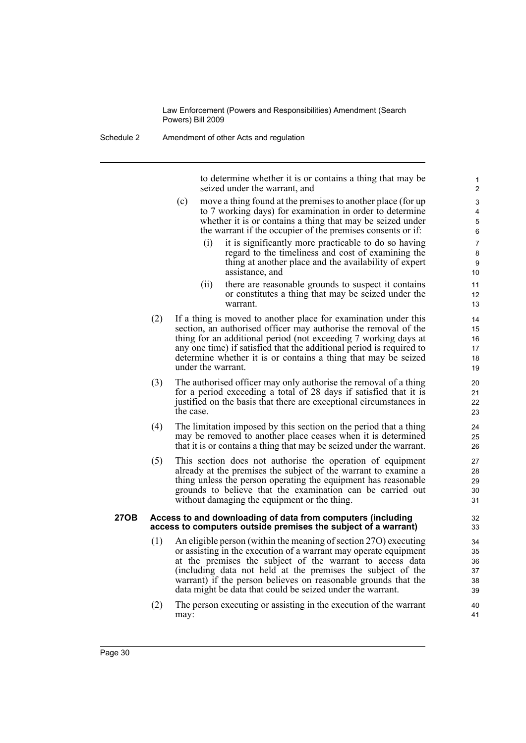to determine whether it is or contains a thing that may be seized under the warrant, and

(c) move a thing found at the premises to another place (for up to 7 working days) for examination in order to determine whether it is or contains a thing that may be seized under the warrant if the occupier of the premises consents or if:

(i) it is significantly more practicable to do so having regard to the timeliness and cost of examining the thing at another place and the availability of expert assistance, and

(ii) there are reasonable grounds to suspect it contains or constitutes a thing that may be seized under the warrant.

(2) If a thing is moved to another place for examination under this section, an authorised officer may authorise the removal of the thing for an additional period (not exceeding 7 working days at any one time) if satisfied that the additional period is required to determine whether it is or contains a thing that may be seized under the warrant.

(3) The authorised officer may only authorise the removal of a thing for a period exceeding a total of 28 days if satisfied that it is justified on the basis that there are exceptional circumstances in the case.

(4) The limitation imposed by this section on the period that a thing may be removed to another place ceases when it is determined that it is or contains a thing that may be seized under the warrant.

(5) This section does not authorise the operation of equipment already at the premises the subject of the warrant to examine a thing unless the person operating the equipment has reasonable grounds to believe that the examination can be carried out without damaging the equipment or the thing.

**27OB Access to and downloading of data from computers (including access to computers outside premises the subject of a warrant)**

(1) An eligible person (within the meaning of section 27O) executing or assisting in the execution of a warrant may operate equipment at the premises the subject of the warrant to access data (including data not held at the premises the subject of the warrant) if the person believes on reasonable grounds that the data might be data that could be seized under the warrant.

(2) The person executing or assisting in the execution of the warrant may: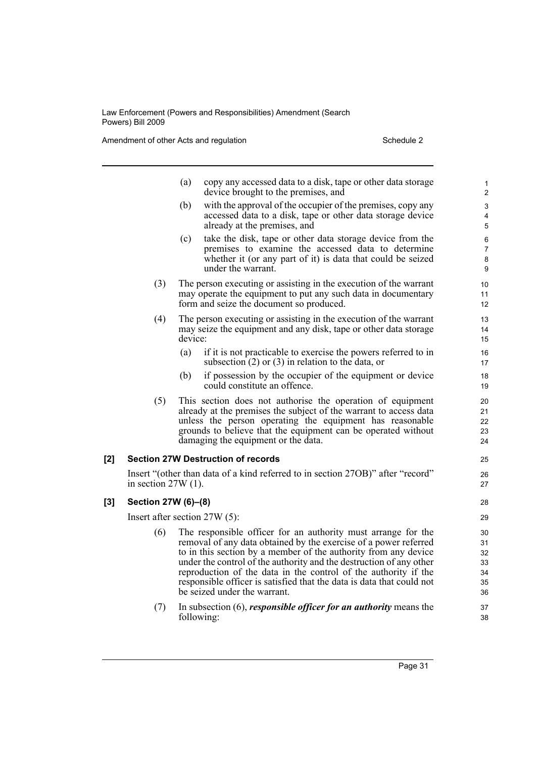(a) copy any accessed data to a disk, tape or other data storage device brought to the premises, and

(b) with the approval of the occupier of the premises, copy any accessed data to a disk, tape or other data storage device already at the premises, and

(c) take the disk, tape or other data storage device from the premises to examine the accessed data to determine whether it (or any part of it) is data that could be seized under the warrant.

(3) The person executing or assisting in the execution of the warrant may operate the equipment to put any such data in documentary form and seize the document so produced.

(4) The person executing or assisting in the execution of the warrant may seize the equipment and any disk, tape or other data storage device:

(a) if it is not practicable to exercise the powers referred to in subsection (2) or (3) in relation to the data, or

(b) if possession by the occupier of the equipment or device could constitute an offence.

(5) This section does not authorise the operation of equipment already at the premises the subject of the warrant to access data unless the person operating the equipment has reasonable grounds to believe that the equipment can be operated without damaging the equipment or the data.

**[2] Section 27W Destruction of records**

Insert "(other than data of a kind referred to in section 27OB)" after "record" in section 27W (1).

**[3] Section 27W (6)–(8)**

Insert after section 27W (5):

(6) The responsible officer for an authority must arrange for the removal of any data obtained by the exercise of a power referred to in this section by a member of the authority from any device under the control of the authority and the destruction of any other reproduction of the data in the control of the authority if the responsible officer is satisfied that the data is data that could not be seized under the warrant.

(7) In subsection (6), ***responsible officer for an authority*** means the following: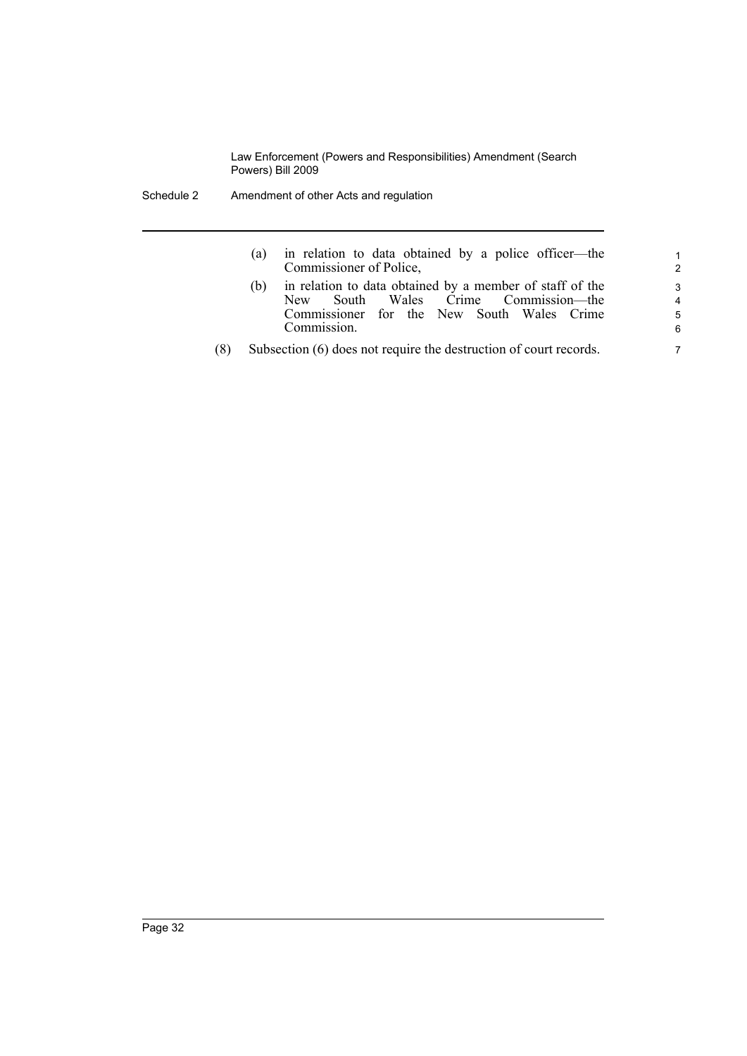(a) in relation to data obtained by a police officer—the Commissioner of Police,

(b) in relation to data obtained by a member of staff of the New South Wales Crime Commission—the Commissioner for the New South Wales Crime Commission.

(8) Subsection (6) does not require the destruction of court records.